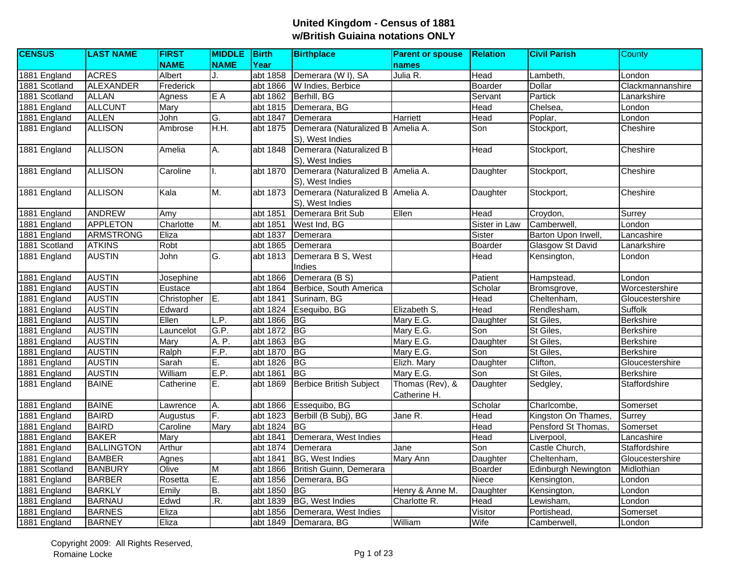# United Kingdom - Census of 1881
## w/British Guiaina notations ONLY

| CENSUS | LAST NAME | FIRST NAME | MIDDLE NAME | Birth Year | Birthplace | Parent or spouse names | Relation | Civil Parish | County |
|---|---|---|---|---|---|---|---|---|---|
| 1881 England | ACRES | Albert | J. | abt 1858 | Demerara (W I), SA | Julia R. | Head | Lambeth, | London |
| 1881 Scotland | ALEXANDER | Frederick | | abt 1866 | W Indies, Berbice | | Boarder | Dollar | Clackmannanshire |
| 1881 Scotland | ALLAN | Agness | E A | abt 1862 | Berhill, BG | | Servant | Partick | Lanarkshire |
| 1881 England | ALLCUNT | Mary | | abt 1815 | Demerara, BG | | Head | Chelsea, | London |
| 1881 England | ALLEN | John | G. | abt 1847 | Demerara | Harriett | Head | Poplar, | London |
| 1881 England | ALLISON | Ambrose | H.H. | abt 1875 | Demerara (Naturalized B S), West Indies | Amelia A. | Son | Stockport, | Cheshire |
| 1881 England | ALLISON | Amelia | A. | abt 1848 | Demerara (Naturalized B S), West Indies | | Head | Stockport, | Cheshire |
| 1881 England | ALLISON | Caroline | I. | abt 1870 | Demerara (Naturalized B S), West Indies | Amelia A. | Daughter | Stockport, | Cheshire |
| 1881 England | ALLISON | Kala | M. | abt 1873 | Demerara (Naturalized B S), West Indies | Amelia A. | Daughter | Stockport, | Cheshire |
| 1881 England | ANDREW | Amy | | abt 1851 | Demerara Brit Sub | Ellen | Head | Croydon, | Surrey |
| 1881 England | APPLETON | Charlotte | M. | abt 1851 | West Ind, BG | | Sister in Law | Camberwell, | London |
| 1881 England | ARMSTRONG | Eliza | | abt 1837 | Demerara | | Sister | Barton Upon Irwell, | Lancashire |
| 1881 Scotland | ATKINS | Robt | | abt 1865 | Demerara | | Boarder | Glasgow St David | Lanarkshire |
| 1881 England | AUSTIN | John | G. | abt 1813 | Demerara B S, West Indies | | Head | Kensington, | London |
| 1881 England | AUSTIN | Josephine | | abt 1866 | Demerara (B S) | | Patient | Hampstead, | London |
| 1881 England | AUSTIN | Eustace | | abt 1864 | Berbice, South America | | Scholar | Bromsgrove, | Worcestershire |
| 1881 England | AUSTIN | Christopher | E. | abt 1841 | Surinam, BG | | Head | Cheltenham, | Gloucestershire |
| 1881 England | AUSTIN | Edward | | abt 1824 | Esequibo, BG | Elizabeth S. | Head | Rendlesham, | Suffolk |
| 1881 England | AUSTIN | Ellen | L.P. | abt 1866 | BG | Mary E.G. | Daughter | St Giles, | Berkshire |
| 1881 England | AUSTIN | Launcelot | G.P. | abt 1872 | BG | Mary E.G. | Son | St Giles, | Berkshire |
| 1881 England | AUSTIN | Mary | A. P. | abt 1863 | BG | Mary E.G. | Daughter | St Giles, | Berkshire |
| 1881 England | AUSTIN | Ralph | F.P. | abt 1870 | BG | Mary E.G. | Son | St Giles, | Berkshire |
| 1881 England | AUSTIN | Sarah | E. | abt 1826 | BG | Elizh. Mary | Daughter | Clifton, | Gloucestershire |
| 1881 England | AUSTIN | William | E.P. | abt 1861 | BG | Mary E.G. | Son | St Giles, | Berkshire |
| 1881 England | BAINE | Catherine | E. | abt 1869 | Berbice British Subject | Thomas (Rev), & Catherine H. | Daughter | Sedgley, | Staffordshire |
| 1881 England | BAINE | Lawrence | A. | abt 1866 | Essequibo, BG | | Scholar | Charlcombe, | Somerset |
| 1881 England | BAIRD | Augustus | F. | abt 1823 | Berbill (B Subj), BG | Jane R. | Head | Kingston On Thames, | Surrey |
| 1881 England | BAIRD | Caroline | Mary | abt 1824 | BG | | Head | Pensford St Thomas, | Somerset |
| 1881 England | BAKER | Mary | | abt 1841 | Demerara, West Indies | | Head | Liverpool, | Lancashire |
| 1881 England | BALLINGTON | Arthur | | abt 1874 | Demerara | Jane | Son | Castle Church, | Staffordshire |
| 1881 England | BAMBER | Agnes | | abt 1841 | BG, West Indies | Mary Ann | Daughter | Cheltenham, | Gloucestershire |
| 1881 Scotland | BANBURY | Olive | M | abt 1866 | British Guinn, Demerara | | Boarder | Edinburgh Newington | Midlothian |
| 1881 England | BARBER | Rosetta | E. | abt 1856 | Demerara, BG | | Niece | Kensington, | London |
| 1881 England | BARKLY | Emily | B. | abt 1850 | BG | Henry & Anne M. | Daughter | Kensington, | London |
| 1881 England | BARNAU | Edwd | .R. | abt 1839 | BG, West Indies | Charlotte R. | Head | Lewisham, | London |
| 1881 England | BARNES | Eliza | | abt 1856 | Demerara, West Indies | | Visitor | Portishead, | Somerset |
| 1881 England | BARNEY | Eliza | | abt 1849 | Demarara, BG | William | Wife | Camberwell, | London |

Copyright 2009: All Rights Reserved, Romaine Locke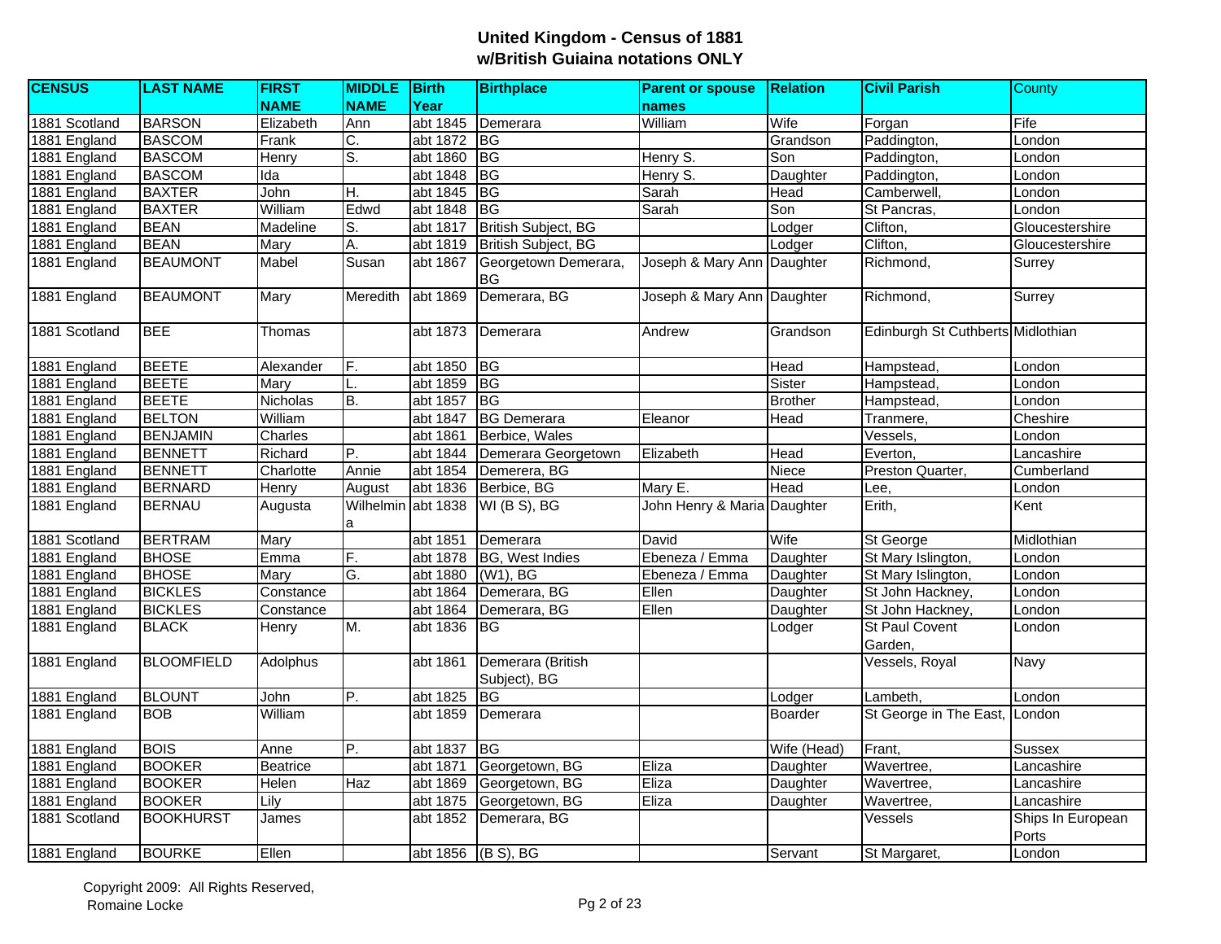## United Kingdom - Census of 1881
## w/British Guiaina notations ONLY

| CENSUS | LAST NAME | FIRST NAME | MIDDLE NAME | Birth Year | Birthplace | Parent or spouse names | Relation | Civil Parish | County |
|---|---|---|---|---|---|---|---|---|---|
| 1881 Scotland | BARSON | Elizabeth | Ann | abt 1845 | Demerara | William | Wife | Forgan | Fife |
| 1881 England | BASCOM | Frank | C. | abt 1872 | BG | | Grandson | Paddington, | London |
| 1881 England | BASCOM | Henry | S. | abt 1860 | BG | Henry S. | Son | Paddington, | London |
| 1881 England | BASCOM | Ida | | abt 1848 | BG | Henry S. | Daughter | Paddington, | London |
| 1881 England | BAXTER | John | H. | abt 1845 | BG | Sarah | Head | Camberwell, | London |
| 1881 England | BAXTER | William | Edwd | abt 1848 | BG | Sarah | Son | St Pancras, | London |
| 1881 England | BEAN | Madeline | S. | abt 1817 | British Subject, BG | | Lodger | Clifton, | Gloucestershire |
| 1881 England | BEAN | Mary | A. | abt 1819 | British Subject, BG | | Lodger | Clifton, | Gloucestershire |
| 1881 England | BEAUMONT | Mabel | Susan | abt 1867 | Georgetown Demerara, BG | Joseph & Mary Ann | Daughter | Richmond, | Surrey |
| 1881 England | BEAUMONT | Mary | Meredith | abt 1869 | Demerara, BG | Joseph & Mary Ann | Daughter | Richmond, | Surrey |
| 1881 Scotland | BEE | Thomas | | abt 1873 | Demerara | Andrew | Grandson | Edinburgh St Cuthberts | Midlothian |
| 1881 England | BEETE | Alexander | F. | abt 1850 | BG | | Head | Hampstead, | London |
| 1881 England | BEETE | Mary | L. | abt 1859 | BG | | Sister | Hampstead, | London |
| 1881 England | BEETE | Nicholas | B. | abt 1857 | BG | | Brother | Hampstead, | London |
| 1881 England | BELTON | William | | abt 1847 | BG Demerara | Eleanor | Head | Tranmere, | Cheshire |
| 1881 England | BENJAMIN | Charles | | abt 1861 | Berbice, Wales | | | Vessels, | London |
| 1881 England | BENNETT | Richard | P. | abt 1844 | Demerara Georgetown | Elizabeth | Head | Everton, | Lancashire |
| 1881 England | BENNETT | Charlotte | Annie | abt 1854 | Demerera, BG | | Niece | Preston Quarter, | Cumberland |
| 1881 England | BERNARD | Henry | August | abt 1836 | Berbice, BG | Mary E. | Head | Lee, | London |
| 1881 England | BERNAU | Augusta | Wilhelmina | abt 1838 | WI (B S), BG | John Henry & Maria | Daughter | Erith, | Kent |
| 1881 Scotland | BERTRAM | Mary | | abt 1851 | Demerara | David | Wife | St George | Midlothian |
| 1881 England | BHOSE | Emma | F. | abt 1878 | BG, West Indies | Ebeneza / Emma | Daughter | St Mary Islington, | London |
| 1881 England | BHOSE | Mary | G. | abt 1880 | (W1), BG | Ebeneza / Emma | Daughter | St Mary Islington, | London |
| 1881 England | BICKLES | Constance | | abt 1864 | Demerara, BG | Ellen | Daughter | St John Hackney, | London |
| 1881 England | BICKLES | Constance | | abt 1864 | Demerara, BG | Ellen | Daughter | St John Hackney, | London |
| 1881 England | BLACK | Henry | M. | abt 1836 | BG | | Lodger | St Paul Covent Garden, | London |
| 1881 England | BLOOMFIELD | Adolphus | | abt 1861 | Demerara (British Subject), BG | | | Vessels, Royal | Navy |
| 1881 England | BLOUNT | John | P. | abt 1825 | BG | | Lodger | Lambeth, | London |
| 1881 England | BOB | William | | abt 1859 | Demerara | | Boarder | St George in The East, | London |
| 1881 England | BOIS | Anne | P. | abt 1837 | BG | | Wife (Head) | Frant, | Sussex |
| 1881 England | BOOKER | Beatrice | | abt 1871 | Georgetown, BG | Eliza | Daughter | Wavertree, | Lancashire |
| 1881 England | BOOKER | Helen | Haz | abt 1869 | Georgetown, BG | Eliza | Daughter | Wavertree, | Lancashire |
| 1881 England | BOOKER | Lily | | abt 1875 | Georgetown, BG | Eliza | Daughter | Wavertree, | Lancashire |
| 1881 Scotland | BOOKHURST | James | | abt 1852 | Demerara, BG | | | Vessels | Ships In European Ports |
| 1881 England | BOURKE | Ellen | | abt 1856 | (B S), BG | | Servant | St Margaret, | London |

Copyright 2009: All Rights Reserved,
Romaine Locke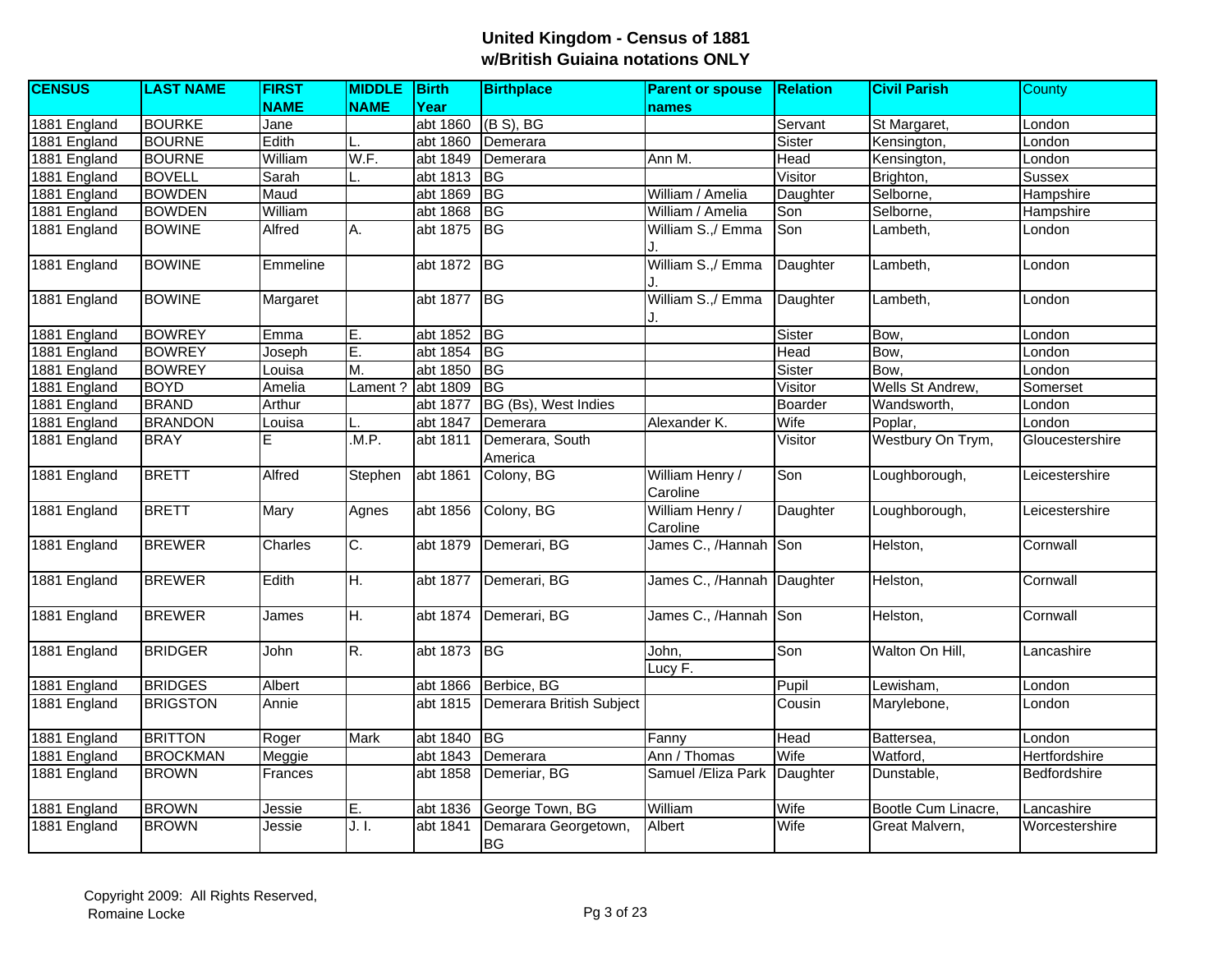# United Kingdom - Census of 1881
## w/British Guiaina notations ONLY

| CENSUS | LAST NAME | FIRST NAME | MIDDLE NAME | Birth Year | Birthplace | Parent or spouse names | Relation | Civil Parish | County |
|---|---|---|---|---|---|---|---|---|---|
| 1881 England | BOURKE | Jane | | abt 1860 | (B S), BG | | Servant | St Margaret, | London |
| 1881 England | BOURNE | Edith | L. | abt 1860 | Demerara | | Sister | Kensington, | London |
| 1881 England | BOURNE | William | W.F. | abt 1849 | Demerara | Ann M. | Head | Kensington, | London |
| 1881 England | BOVELL | Sarah | L. | abt 1813 | BG | | Visitor | Brighton, | Sussex |
| 1881 England | BOWDEN | Maud | | abt 1869 | BG | William / Amelia | Daughter | Selborne, | Hampshire |
| 1881 England | BOWDEN | William | | abt 1868 | BG | William / Amelia | Son | Selborne, | Hampshire |
| 1881 England | BOWINE | Alfred | A. | abt 1875 | BG | William S.,/ Emma J. | Son | Lambeth, | London |
| 1881 England | BOWINE | Emmeline | | abt 1872 | BG | William S.,/ Emma J. | Daughter | Lambeth, | London |
| 1881 England | BOWINE | Margaret | | abt 1877 | BG | William S.,/ Emma J. | Daughter | Lambeth, | London |
| 1881 England | BOWREY | Emma | E. | abt 1852 | BG | | Sister | Bow, | London |
| 1881 England | BOWREY | Joseph | E. | abt 1854 | BG | | Head | Bow, | London |
| 1881 England | BOWREY | Louisa | M. | abt 1850 | BG | | Sister | Bow, | London |
| 1881 England | BOYD | Amelia | Lament ? | abt 1809 | BG | | Visitor | Wells St Andrew, | Somerset |
| 1881 England | BRAND | Arthur | | abt 1877 | BG (Bs), West Indies | | Boarder | Wandsworth, | London |
| 1881 England | BRANDON | Louisa | L. | abt 1847 | Demerara | Alexander K. | Wife | Poplar, | London |
| 1881 England | BRAY | E | .M.P. | abt 1811 | Demerara, South America | | Visitor | Westbury On Trym, | Gloucestershire |
| 1881 England | BRETT | Alfred | Stephen | abt 1861 | Colony, BG | William Henry / Caroline | Son | Loughborough, | Leicestershire |
| 1881 England | BRETT | Mary | Agnes | abt 1856 | Colony, BG | William Henry / Caroline | Daughter | Loughborough, | Leicestershire |
| 1881 England | BREWER | Charles | C. | abt 1879 | Demerari, BG | James C., /Hannah | Son | Helston, | Cornwall |
| 1881 England | BREWER | Edith | H. | abt 1877 | Demerari, BG | James C., /Hannah | Daughter | Helston, | Cornwall |
| 1881 England | BREWER | James | H. | abt 1874 | Demerari, BG | James C., /Hannah | Son | Helston, | Cornwall |
| 1881 England | BRIDGER | John | R. | abt 1873 | BG | John, Lucy F. | Son | Walton On Hill, | Lancashire |
| 1881 England | BRIDGES | Albert | | abt 1866 | Berbice, BG | | Pupil | Lewisham, | London |
| 1881 England | BRIGSTON | Annie | | abt 1815 | Demerara British Subject | | Cousin | Marylebone, | London |
| 1881 England | BRITTON | Roger | Mark | abt 1840 | BG | Fanny | Head | Battersea, | London |
| 1881 England | BROCKMAN | Meggie | | abt 1843 | Demerara | Ann / Thomas | Wife | Watford, | Hertfordshire |
| 1881 England | BROWN | Frances | | abt 1858 | Demeriar, BG | Samuel /Eliza Park | Daughter | Dunstable, | Bedfordshire |
| 1881 England | BROWN | Jessie | E. | abt 1836 | George Town, BG | William | Wife | Bootle Cum Linacre, | Lancashire |
| 1881 England | BROWN | Jessie | J. I. | abt 1841 | Demarara Georgetown, BG | Albert | Wife | Great Malvern, | Worcestershire |

Copyright 2009: All Rights Reserved, Romaine Locke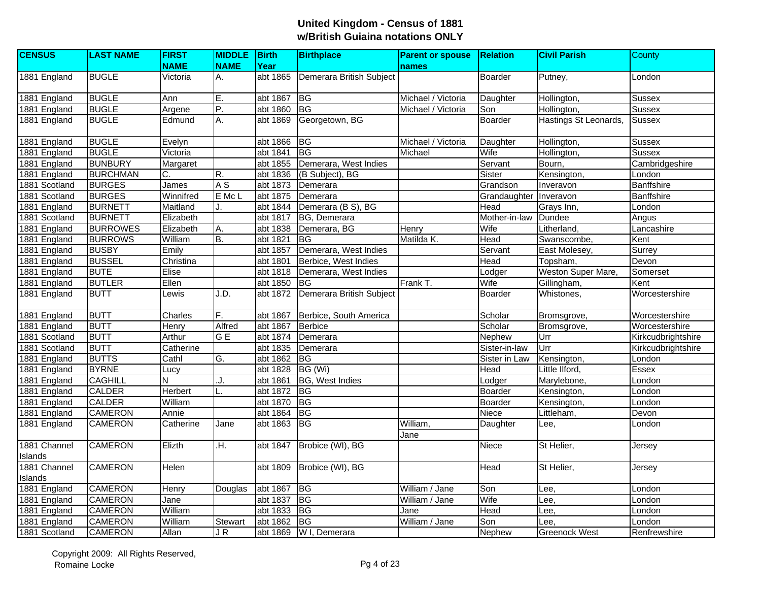**United Kingdom - Census of 1881**
**w/British Guiaina notations ONLY**

| CENSUS | LAST NAME | FIRST NAME | MIDDLE NAME | Birth Year | Birthplace | Parent or spouse names | Relation | Civil Parish | County |
|---|---|---|---|---|---|---|---|---|---|
| 1881 England | BUGLE | Victoria | A. | abt 1865 | Demerara British Subject | | Boarder | Putney, | London |
| 1881 England | BUGLE | Ann | E. | abt 1867 | BG | Michael / Victoria | Daughter | Hollington, | Sussex |
| 1881 England | BUGLE | Argene | P. | abt 1860 | BG | Michael / Victoria | Son | Hollington, | Sussex |
| 1881 England | BUGLE | Edmund | A. | abt 1869 | Georgetown, BG | | Boarder | Hastings St Leonards, | Sussex |
| 1881 England | BUGLE | Evelyn | | abt 1866 | BG | Michael / Victoria | Daughter | Hollington, | Sussex |
| 1881 England | BUGLE | Victoria | | abt 1841 | BG | Michael | Wife | Hollington, | Sussex |
| 1881 England | BUNBURY | Margaret | | abt 1855 | Demerara, West Indies | | Servant | Bourn, | Cambridgeshire |
| 1881 England | BURCHMAN | C. | R. | abt 1836 | (B Subject), BG | | Sister | Kensington, | London |
| 1881 Scotland | BURGES | James | A S | abt 1873 | Demerara | | Grandson | Inveravon | Banffshire |
| 1881 Scotland | BURGES | Winnifred | E Mc L | abt 1875 | Demerara | | Grandaughter | Inveravon | Banffshire |
| 1881 England | BURNETT | Maitland | J. | abt 1844 | Demerara (B S), BG | | Head | Grays Inn, | London |
| 1881 Scotland | BURNETT | Elizabeth | | abt 1817 | BG, Demerara | | Mother-in-law | Dundee | Angus |
| 1881 England | BURROWES | Elizabeth | A. | abt 1838 | Demerara, BG | Henry | Wife | Litherland, | Lancashire |
| 1881 England | BURROWS | William | B. | abt 1821 | BG | Matilda K. | Head | Swanscombe, | Kent |
| 1881 England | BUSBY | Emily | | abt 1857 | Demerara, West Indies | | Servant | East Molesey, | Surrey |
| 1881 England | BUSSEL | Christina | | abt 1801 | Berbice, West Indies | | Head | Topsham, | Devon |
| 1881 England | BUTE | Elise | | abt 1818 | Demerara, West Indies | | Lodger | Weston Super Mare, | Somerset |
| 1881 England | BUTLER | Ellen | | abt 1850 | BG | Frank T. | Wife | Gillingham, | Kent |
| 1881 England | BUTT | Lewis | J.D. | abt 1872 | Demerara British Subject | | Boarder | Whistones, | Worcestershire |
| 1881 England | BUTT | Charles | F. | abt 1867 | Berbice, South America | | Scholar | Bromsgrove, | Worcestershire |
| 1881 England | BUTT | Henry | Alfred | abt 1867 | Berbice | | Scholar | Bromsgrove, | Worcestershire |
| 1881 Scotland | BUTT | Arthur | G E | abt 1874 | Demerara | | Nephew | Urr | Kirkcudbrightshire |
| 1881 Scotland | BUTT | Catherine | | abt 1835 | Demerara | | Sister-in-law | Urr | Kirkcudbrightshire |
| 1881 England | BUTTS | Cathl | G. | abt 1862 | BG | | Sister in Law | Kensington, | London |
| 1881 England | BYRNE | Lucy | | abt 1828 | BG (Wi) | | Head | Little Ilford, | Essex |
| 1881 England | CAGHILL | N | .J. | abt 1861 | BG, West Indies | | Lodger | Marylebone, | London |
| 1881 England | CALDER | Herbert | L. | abt 1872 | BG | | Boarder | Kensington, | London |
| 1881 England | CALDER | William | | abt 1870 | BG | | Boarder | Kensington, | London |
| 1881 England | CAMERON | Annie | | abt 1864 | BG | | Niece | Littleham, | Devon |
| 1881 England | CAMERON | Catherine | Jane | abt 1863 | BG | William, Jane | Daughter | Lee, | London |
| 1881 Channel Islands | CAMERON | Elizth | .H. | abt 1847 | Brobice (WI), BG | | Niece | St Helier, | Jersey |
| 1881 Channel Islands | CAMERON | Helen | | abt 1809 | Brobice (WI), BG | | Head | St Helier, | Jersey |
| 1881 England | CAMERON | Henry | Douglas | abt 1867 | BG | William / Jane | Son | Lee, | London |
| 1881 England | CAMERON | Jane | | abt 1837 | BG | William / Jane | Wife | Lee, | London |
| 1881 England | CAMERON | William | | abt 1833 | BG | Jane | Head | Lee, | London |
| 1881 England | CAMERON | William | Stewart | abt 1862 | BG | William / Jane | Son | Lee, | London |
| 1881 Scotland | CAMERON | Allan | J R | abt 1869 | W I, Demerara | | Nephew | Greenock West | Renfrewshire |

Copyright 2009: All Rights Reserved,
Romaine Locke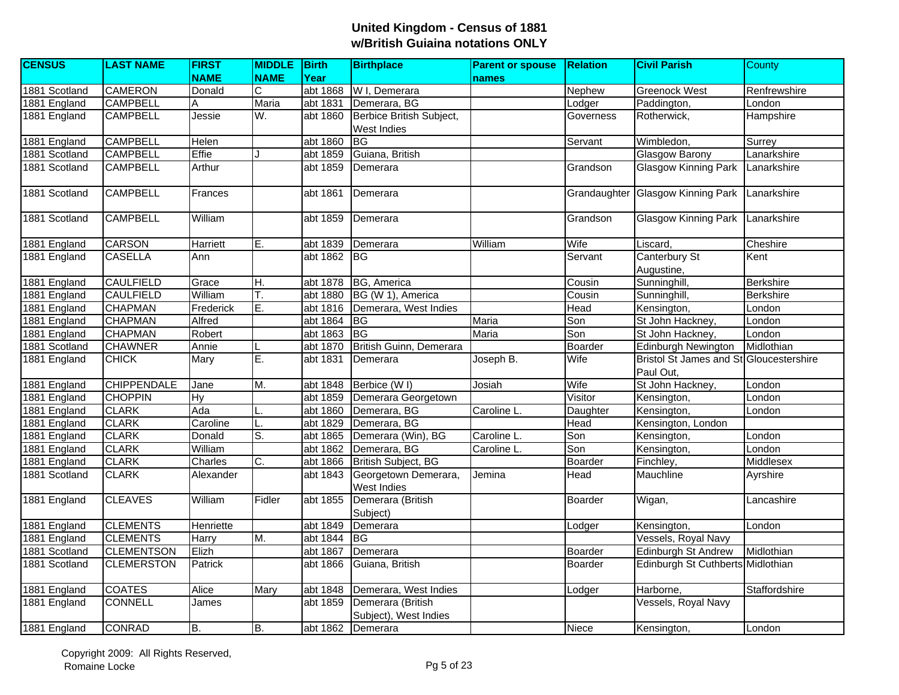## United Kingdom - Census of 1881
## w/British Guiaina notations ONLY

| CENSUS | LAST NAME | FIRST NAME | MIDDLE NAME | Birth Year | Birthplace | Parent or spouse names | Relation | Civil Parish | County |
|---|---|---|---|---|---|---|---|---|---|
| 1881 Scotland | CAMERON | Donald | C | abt 1868 | W I, Demerara | | Nephew | Greenock West | Renfrewshire |
| 1881 England | CAMPBELL | A | Maria | abt 1831 | Demerara, BG | | Lodger | Paddington, | London |
| 1881 England | CAMPBELL | Jessie | W. | abt 1860 | Berbice British Subject, West Indies | | Governess | Rotherwick, | Hampshire |
| 1881 England | CAMPBELL | Helen | | abt 1860 | BG | | Servant | Wimbledon, | Surrey |
| 1881 Scotland | CAMPBELL | Effie | J | abt 1859 | Guiana, British | | | Glasgow Barony | Lanarkshire |
| 1881 Scotland | CAMPBELL | Arthur | | abt 1859 | Demerara | | Grandson | Glasgow Kinning Park | Lanarkshire |
| 1881 Scotland | CAMPBELL | Frances | | abt 1861 | Demerara | | Grandaughter | Glasgow Kinning Park | Lanarkshire |
| 1881 Scotland | CAMPBELL | William | | abt 1859 | Demerara | | Grandson | Glasgow Kinning Park | Lanarkshire |
| 1881 England | CARSON | Harriett | E. | abt 1839 | Demerara | William | Wife | Liscard, | Cheshire |
| 1881 England | CASELLA | Ann | | abt 1862 | BG | | Servant | Canterbury St Augustine, | Kent |
| 1881 England | CAULFIELD | Grace | H. | abt 1878 | BG, America | | Cousin | Sunninghill, | Berkshire |
| 1881 England | CAULFIELD | William | T. | abt 1880 | BG (W 1), America | | Cousin | Sunninghill, | Berkshire |
| 1881 England | CHAPMAN | Frederick | E. | abt 1816 | Demerara, West Indies | | Head | Kensington, | London |
| 1881 England | CHAPMAN | Alfred | | abt 1864 | BG | Maria | Son | St John Hackney, | London |
| 1881 England | CHAPMAN | Robert | | abt 1863 | BG | Maria | Son | St John Hackney, | London |
| 1881 Scotland | CHAWNER | Annie | L | abt 1870 | British Guinn, Demerara | | Boarder | Edinburgh Newington | Midlothian |
| 1881 England | CHICK | Mary | E. | abt 1831 | Demerara | Joseph B. | Wife | Bristol St James and St Paul Out, | Gloucestershire |
| 1881 England | CHIPPENDALE | Jane | M. | abt 1848 | Berbice (W I) | Josiah | Wife | St John Hackney, | London |
| 1881 England | CHOPPIN | Hy | | abt 1859 | Demerara Georgetown | | Visitor | Kensington, | London |
| 1881 England | CLARK | Ada | L. | abt 1860 | Demerara, BG | Caroline L. | Daughter | Kensington, | London |
| 1881 England | CLARK | Caroline | L. | abt 1829 | Demerara, BG | | Head | Kensington, London | |
| 1881 England | CLARK | Donald | S. | abt 1865 | Demerara (Win), BG | Caroline L. | Son | Kensington, | London |
| 1881 England | CLARK | William | | abt 1862 | Demerara, BG | Caroline L. | Son | Kensington, | London |
| 1881 England | CLARK | Charles | C. | abt 1866 | British Subject, BG | | Boarder | Finchley, | Middlesex |
| 1881 Scotland | CLARK | Alexander | | abt 1843 | Georgetown Demerara, West Indies | Jemina | Head | Mauchline | Ayrshire |
| 1881 England | CLEAVES | William | Fidler | abt 1855 | Demerara (British Subject) | | Boarder | Wigan, | Lancashire |
| 1881 England | CLEMENTS | Henriette | | abt 1849 | Demerara | | Lodger | Kensington, | London |
| 1881 England | CLEMENTS | Harry | M. | abt 1844 | BG | | | Vessels, Royal Navy | |
| 1881 Scotland | CLEMENTSON | Elizh | | abt 1867 | Demerara | | Boarder | Edinburgh St Andrew | Midlothian |
| 1881 Scotland | CLEMERSTON | Patrick | | abt 1866 | Guiana, British | | Boarder | Edinburgh St Cuthberts | Midlothian |
| 1881 England | COATES | Alice | Mary | abt 1848 | Demerara, West Indies | | Lodger | Harborne, | Staffordshire |
| 1881 England | CONNELL | James | | abt 1859 | Demerara (British Subject), West Indies | | | Vessels, Royal Navy | |
| 1881 England | CONRAD | B. | B. | abt 1862 | Demerara | | Niece | Kensington, | London |

Copyright 2009: All Rights Reserved,
Romaine Locke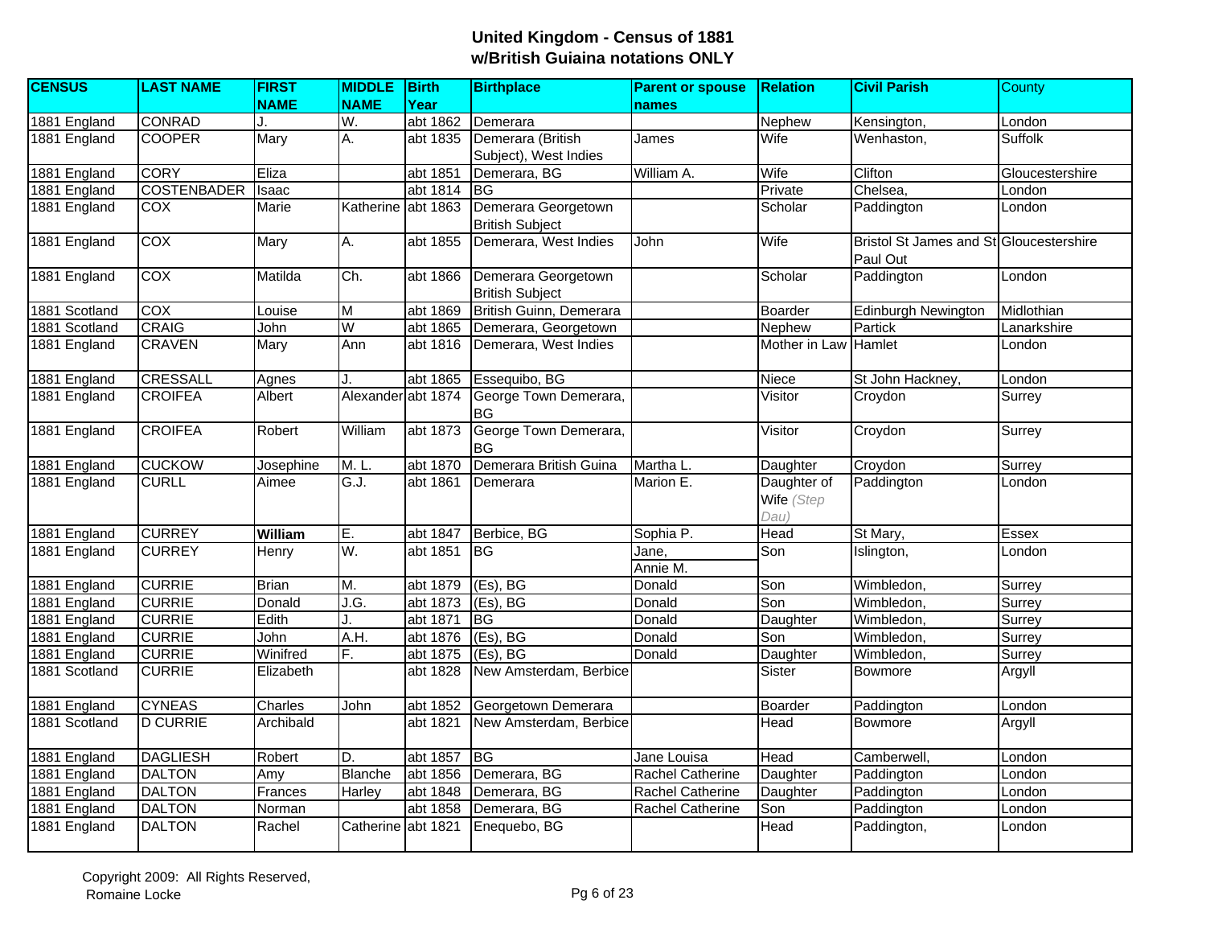## United Kingdom - Census of 1881
## w/British Guiaina notations ONLY

| CENSUS | LAST NAME | FIRST NAME | MIDDLE NAME | Birth Year | Birthplace | Parent or spouse names | Relation | Civil Parish | County |
|---|---|---|---|---|---|---|---|---|---|
| 1881 England | CONRAD | J. | W. | abt 1862 | Demerara | | Nephew | Kensington, | London |
| 1881 England | COOPER | Mary | A. | abt 1835 | Demerara (British Subject), West Indies | James | Wife | Wenhaston, | Suffolk |
| 1881 England | CORY | Eliza | | abt 1851 | Demerara, BG | William A. | Wife | Clifton | Gloucestershire |
| 1881 England | COSTENBADER | Isaac | | abt 1814 | BG | | Private | Chelsea, | London |
| 1881 England | COX | Marie | Katherine | abt 1863 | Demerara Georgetown British Subject | | Scholar | Paddington | London |
| 1881 England | COX | Mary | A. | abt 1855 | Demerara, West Indies | John | Wife | Bristol St James and St Paul Out | Gloucestershire |
| 1881 England | COX | Matilda | Ch. | abt 1866 | Demerara Georgetown British Subject | | Scholar | Paddington | London |
| 1881 Scotland | COX | Louise | M | abt 1869 | British Guinn, Demerara | | Boarder | Edinburgh Newington | Midlothian |
| 1881 Scotland | CRAIG | John | W | abt 1865 | Demerara, Georgetown | | Nephew | Partick | Lanarkshire |
| 1881 England | CRAVEN | Mary | Ann | abt 1816 | Demerara, West Indies | | Mother in Law | Hamlet | London |
| 1881 England | CRESSALL | Agnes | J. | abt 1865 | Essequibo, BG | | Niece | St John Hackney, | London |
| 1881 England | CROIFEA | Albert | Alexander | abt 1874 | George Town Demerara, BG | | Visitor | Croydon | Surrey |
| 1881 England | CROIFEA | Robert | William | abt 1873 | George Town Demerara, BG | | Visitor | Croydon | Surrey |
| 1881 England | CUCKOW | Josephine | M. L. | abt 1870 | Demerara British Guina | Martha L. | Daughter | Croydon | Surrey |
| 1881 England | CURLL | Aimee | G.J. | abt 1861 | Demerara | Marion E. | Daughter of Wife *(Step Dau)* | Paddington | London |
| 1881 England | CURREY | **William** | E. | abt 1847 | Berbice, BG | Sophia P. | Head | St Mary, | Essex |
| 1881 England | CURREY | Henry | W. | abt 1851 | BG | Jane, Annie M. | Son | Islington, | London |
| 1881 England | CURRIE | Brian | M. | abt 1879 | (Es), BG | Donald | Son | Wimbledon, | Surrey |
| 1881 England | CURRIE | Donald | J.G. | abt 1873 | (Es), BG | Donald | Son | Wimbledon, | Surrey |
| 1881 England | CURRIE | Edith | J. | abt 1871 | BG | Donald | Daughter | Wimbledon, | Surrey |
| 1881 England | CURRIE | John | A.H. | abt 1876 | (Es), BG | Donald | Son | Wimbledon, | Surrey |
| 1881 England | CURRIE | Winifred | F. | abt 1875 | (Es), BG | Donald | Daughter | Wimbledon, | Surrey |
| 1881 Scotland | CURRIE | Elizabeth | | abt 1828 | New Amsterdam, Berbice | | Sister | Bowmore | Argyll |
| 1881 England | CYNEAS | Charles | John | abt 1852 | Georgetown Demerara | | Boarder | Paddington | London |
| 1881 Scotland | D CURRIE | Archibald | | abt 1821 | New Amsterdam, Berbice | | Head | Bowmore | Argyll |
| 1881 England | DAGLIESH | Robert | D. | abt 1857 | BG | Jane Louisa | Head | Camberwell, | London |
| 1881 England | DALTON | Amy | Blanche | abt 1856 | Demerara, BG | Rachel Catherine | Daughter | Paddington | London |
| 1881 England | DALTON | Frances | Harley | abt 1848 | Demerara, BG | Rachel Catherine | Daughter | Paddington | London |
| 1881 England | DALTON | Norman | | abt 1858 | Demerara, BG | Rachel Catherine | Son | Paddington | London |
| 1881 England | DALTON | Rachel | Catherine | abt 1821 | Enequebo, BG | | Head | Paddington, | London |

Copyright 2009: All Rights Reserved, Romaine Locke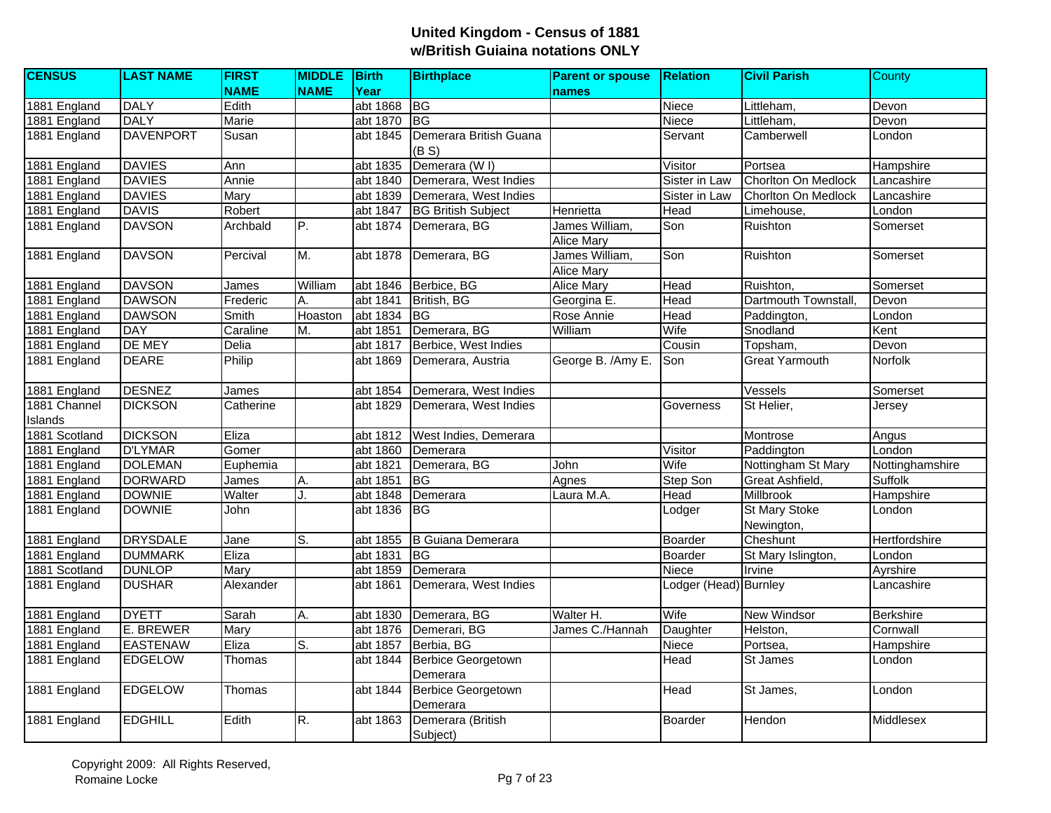# United Kingdom - Census of 1881
## w/British Guiaina notations ONLY

| CENSUS | LAST NAME | FIRST NAME | MIDDLE NAME | Birth Year | Birthplace | Parent or spouse names | Relation | Civil Parish | County |
|---|---|---|---|---|---|---|---|---|---|
| 1881 England | DALY | Edith | | abt 1868 | BG | | Niece | Littleham, | Devon |
| 1881 England | DALY | Marie | | abt 1870 | BG | | Niece | Littleham, | Devon |
| 1881 England | DAVENPORT | Susan | | abt 1845 | Demerara British Guana (B S) | | Servant | Camberwell | London |
| 1881 England | DAVIES | Ann | | abt 1835 | Demerara (W I) | | Visitor | Portsea | Hampshire |
| 1881 England | DAVIES | Annie | | abt 1840 | Demerara, West Indies | | Sister in Law | Chorlton On Medlock | Lancashire |
| 1881 England | DAVIES | Mary | | abt 1839 | Demerara, West Indies | | Sister in Law | Chorlton On Medlock | Lancashire |
| 1881 England | DAVIS | Robert | | abt 1847 | BG British Subject | Henrietta | Head | Limehouse, | London |
| 1881 England | DAVSON | Archbald | P. | abt 1874 | Demerara, BG | James William, Alice Mary | Son | Ruishton | Somerset |
| 1881 England | DAVSON | Percival | M. | abt 1878 | Demerara, BG | James William, Alice Mary | Son | Ruishton | Somerset |
| 1881 England | DAVSON | James | William | abt 1846 | Berbice, BG | Alice Mary | Head | Ruishton, | Somerset |
| 1881 England | DAWSON | Frederic | A. | abt 1841 | British, BG | Georgina E. | Head | Dartmouth Townstall, | Devon |
| 1881 England | DAWSON | Smith | Hoaston | abt 1834 | BG | Rose Annie | Head | Paddington, | London |
| 1881 England | DAY | Caraline | M. | abt 1851 | Demerara, BG | William | Wife | Snodland | Kent |
| 1881 England | DE MEY | Delia | | abt 1817 | Berbice, West Indies | | Cousin | Topsham, | Devon |
| 1881 England | DEARE | Philip | | abt 1869 | Demerara, Austria | George B. /Amy E. | Son | Great Yarmouth | Norfolk |
| 1881 England | DESNEZ | James | | abt 1854 | Demerara, West Indies | | | Vessels | Somerset |
| 1881 Channel Islands | DICKSON | Catherine | | abt 1829 | Demerara, West Indies | | Governess | St Helier, | Jersey |
| 1881 Scotland | DICKSON | Eliza | | abt 1812 | West Indies, Demerara | | | Montrose | Angus |
| 1881 England | D'LYMAR | Gomer | | abt 1860 | Demerara | | Visitor | Paddington | London |
| 1881 England | DOLEMAN | Euphemia | | abt 1821 | Demerara, BG | John | Wife | Nottingham St Mary | Nottinghamshire |
| 1881 England | DORWARD | James | A. | abt 1851 | BG | Agnes | Step Son | Great Ashfield, | Suffolk |
| 1881 England | DOWNIE | Walter | J. | abt 1848 | Demerara | Laura M.A. | Head | Millbrook | Hampshire |
| 1881 England | DOWNIE | John | | abt 1836 | BG | | Lodger | St Mary Stoke Newington, | London |
| 1881 England | DRYSDALE | Jane | S. | abt 1855 | B Guiana Demerara | | Boarder | Cheshunt | Hertfordshire |
| 1881 England | DUMMARK | Eliza | | abt 1831 | BG | | Boarder | St Mary Islington, | London |
| 1881 Scotland | DUNLOP | Mary | | abt 1859 | Demerara | | Niece | Irvine | Ayrshire |
| 1881 England | DUSHAR | Alexander | | abt 1861 | Demerara, West Indies | | Lodger (Head) | Burnley | Lancashire |
| 1881 England | DYETT | Sarah | A. | abt 1830 | Demerara, BG | Walter H. | Wife | New Windsor | Berkshire |
| 1881 England | E. BREWER | Mary | | abt 1876 | Demerari, BG | James C./Hannah | Daughter | Helston, | Cornwall |
| 1881 England | EASTENAW | Eliza | S. | abt 1857 | Berbia, BG | | Niece | Portsea, | Hampshire |
| 1881 England | EDGELOW | Thomas | | abt 1844 | Berbice Georgetown Demerara | | Head | St James | London |
| 1881 England | EDGELOW | Thomas | | abt 1844 | Berbice Georgetown Demerara | | Head | St James, | London |
| 1881 England | EDGHILL | Edith | R. | abt 1863 | Demerara (British Subject) | | Boarder | Hendon | Middlesex |

Copyright 2009: All Rights Reserved, Romaine Locke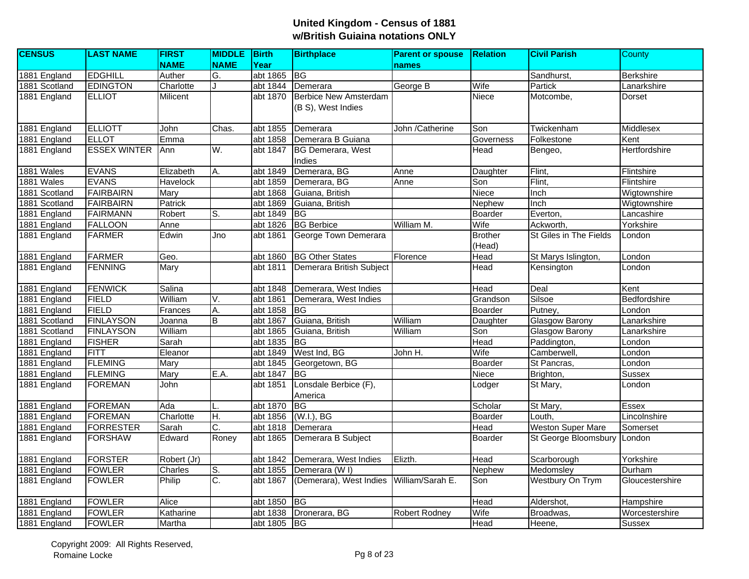# United Kingdom - Census of 1881
## w/British Guiaina notations ONLY

| CENSUS | LAST NAME | FIRST NAME | MIDDLE NAME | Birth Year | Birthplace | Parent or spouse names | Relation | Civil Parish | County |
|---|---|---|---|---|---|---|---|---|---|
| 1881 England | EDGHILL | Auther | G. | abt 1865 | BG | | | Sandhurst, | Berkshire |
| 1881 Scotland | EDINGTON | Charlotte | J | abt 1844 | Demerara | George B | Wife | Partick | Lanarkshire |
| 1881 England | ELLIOT | Milicent | | abt 1870 | Berbice New Amsterdam (B S), West Indies | | Niece | Motcombe, | Dorset |
| 1881 England | ELLIOTT | John | Chas. | abt 1855 | Demerara | John /Catherine | Son | Twickenham | Middlesex |
| 1881 England | ELLOT | Emma | | abt 1858 | Demerara B Guiana | | Governess | Folkestone | Kent |
| 1881 England | ESSEX WINTER | Ann | W. | abt 1847 | BG Demerara, West Indies | | Head | Bengeo, | Hertfordshire |
| 1881 Wales | EVANS | Elizabeth | A. | abt 1849 | Demerara, BG | Anne | Daughter | Flint, | Flintshire |
| 1881 Wales | EVANS | Havelock | | abt 1859 | Demerara, BG | Anne | Son | Flint, | Flintshire |
| 1881 Scotland | FAIRBAIRN | Mary | | abt 1868 | Guiana, British | | Niece | Inch | Wigtownshire |
| 1881 Scotland | FAIRBAIRN | Patrick | | abt 1869 | Guiana, British | | Nephew | Inch | Wigtownshire |
| 1881 England | FAIRMANN | Robert | S. | abt 1849 | BG | | Boarder | Everton, | Lancashire |
| 1881 England | FALLOON | Anne | | abt 1826 | BG Berbice | William M. | Wife | Ackworth, | Yorkshire |
| 1881 England | FARMER | Edwin | Jno | abt 1861 | George Town Demerara | | Brother (Head) | St Giles in The Fields | London |
| 1881 England | FARMER | Geo. | | abt 1860 | BG Other States | Florence | Head | St Marys Islington, | London |
| 1881 England | FENNING | Mary | | abt 1811 | Demerara British Subject | | Head | Kensington | London |
| 1881 England | FENWICK | Salina | | abt 1848 | Demerara, West Indies | | Head | Deal | Kent |
| 1881 England | FIELD | William | V. | abt 1861 | Demerara, West Indies | | Grandson | Silsoe | Bedfordshire |
| 1881 England | FIELD | Frances | A. | abt 1858 | BG | | Boarder | Putney, | London |
| 1881 Scotland | FINLAYSON | Joanna | B | abt 1867 | Guiana, British | William | Daughter | Glasgow Barony | Lanarkshire |
| 1881 Scotland | FINLAYSON | William | | abt 1865 | Guiana, British | William | Son | Glasgow Barony | Lanarkshire |
| 1881 England | FISHER | Sarah | | abt 1835 | BG | | Head | Paddington, | London |
| 1881 England | FITT | Eleanor | | abt 1849 | West Ind, BG | John H. | Wife | Camberwell, | London |
| 1881 England | FLEMING | Mary | | abt 1845 | Georgetown, BG | | Boarder | St Pancras, | London |
| 1881 England | FLEMING | Mary | E.A. | abt 1847 | BG | | Niece | Brighton, | Sussex |
| 1881 England | FOREMAN | John | | abt 1851 | Lonsdale Berbice (F), America | | Lodger | St Mary, | London |
| 1881 England | FOREMAN | Ada | L. | abt 1870 | BG | | Scholar | St Mary, | Essex |
| 1881 England | FOREMAN | Charlotte | H. | abt 1856 | (W.I.), BG | | Boarder | Louth, | Lincolnshire |
| 1881 England | FORRESTER | Sarah | C. | abt 1818 | Demerara | | Head | Weston Super Mare | Somerset |
| 1881 England | FORSHAW | Edward | Roney | abt 1865 | Demerara B Subject | | Boarder | St George Bloomsbury | London |
| 1881 England | FORSTER | Robert (Jr) | | abt 1842 | Demerara, West Indies | Elizth. | Head | Scarborough | Yorkshire |
| 1881 England | FOWLER | Charles | S. | abt 1855 | Demerara (W I) | | Nephew | Medomsley | Durham |
| 1881 England | FOWLER | Philip | C. | abt 1867 | (Demerara), West Indies | William/Sarah E. | Son | Westbury On Trym | Gloucestershire |
| 1881 England | FOWLER | Alice | | abt 1850 | BG | | Head | Aldershot, | Hampshire |
| 1881 England | FOWLER | Katharine | | abt 1838 | Dronerara, BG | Robert Rodney | Wife | Broadwas, | Worcestershire |
| 1881 England | FOWLER | Martha | | abt 1805 | BG | | Head | Heene, | Sussex |

Copyright 2009: All Rights Reserved, Romaine Locke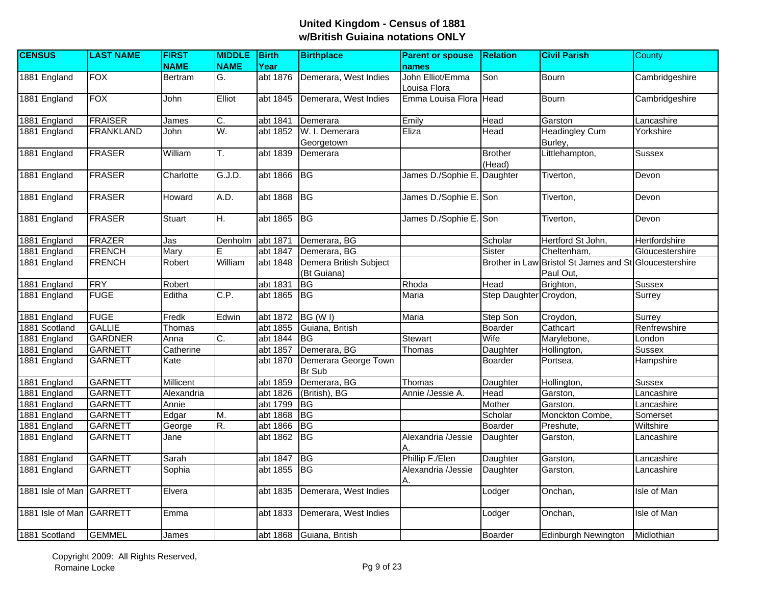# United Kingdom - Census of 1881
## w/British Guiaina notations ONLY

| CENSUS | LAST NAME | FIRST NAME | MIDDLE NAME | Birth Year | Birthplace | Parent or spouse names | Relation | Civil Parish | County |
|---|---|---|---|---|---|---|---|---|---|
| 1881 England | FOX | Bertram | G. | abt 1876 | Demerara, West Indies | John Elliot/Emma Louisa Flora | Son | Bourn | Cambridgeshire |
| 1881 England | FOX | John | Elliot | abt 1845 | Demerara, West Indies | Emma Louisa Flora | Head | Bourn | Cambridgeshire |
| 1881 England | FRAISER | James | C. | abt 1841 | Demerara | Emily | Head | Garston | Lancashire |
| 1881 England | FRANKLAND | John | W. | abt 1852 | W. I. Demerara Georgetown | Eliza | Head | Headingley Cum Burley, | Yorkshire |
| 1881 England | FRASER | William | T. | abt 1839 | Demerara | | Brother (Head) | Littlehampton, | Sussex |
| 1881 England | FRASER | Charlotte | G.J.D. | abt 1866 | BG | James D./Sophie E. | Daughter | Tiverton, | Devon |
| 1881 England | FRASER | Howard | A.D. | abt 1868 | BG | James D./Sophie E. | Son | Tiverton, | Devon |
| 1881 England | FRASER | Stuart | H. | abt 1865 | BG | James D./Sophie E. | Son | Tiverton, | Devon |
| 1881 England | FRAZER | Jas | Denholm | abt 1871 | Demerara, BG | | Scholar | Hertford St John, | Hertfordshire |
| 1881 England | FRENCH | Mary | E | abt 1847 | Demerara, BG | | Sister | Cheltenham, | Gloucestershire |
| 1881 England | FRENCH | Robert | William | abt 1848 | Demera British Subject (Bt Guiana) | | Brother in Law | Bristol St James and St Paul Out, | Gloucestershire |
| 1881 England | FRY | Robert | | abt 1831 | BG | Rhoda | Head | Brighton, | Sussex |
| 1881 England | FUGE | Editha | C.P. | abt 1865 | BG | Maria | Step Daughter | Croydon, | Surrey |
| 1881 England | FUGE | Fredk | Edwin | abt 1872 | BG (W I) | Maria | Step Son | Croydon, | Surrey |
| 1881 Scotland | GALLIE | Thomas | | abt 1855 | Guiana, British | | Boarder | Cathcart | Renfrewshire |
| 1881 England | GARDNER | Anna | C. | abt 1844 | BG | Stewart | Wife | Marylebone, | London |
| 1881 England | GARNETT | Catherine | | abt 1857 | Demerara, BG | Thomas | Daughter | Hollington, | Sussex |
| 1881 England | GARNETT | Kate | | abt 1870 | Demerara George Town Br Sub | | Boarder | Portsea, | Hampshire |
| 1881 England | GARNETT | Millicent | | abt 1859 | Demerara, BG | Thomas | Daughter | Hollington, | Sussex |
| 1881 England | GARNETT | Alexandria | | abt 1826 | (British), BG | Annie /Jessie A. | Head | Garston, | Lancashire |
| 1881 England | GARNETT | Annie | | abt 1799 | BG | | Mother | Garston, | Lancashire |
| 1881 England | GARNETT | Edgar | M. | abt 1868 | BG | | Scholar | Monckton Combe, | Somerset |
| 1881 England | GARNETT | George | R. | abt 1866 | BG | | Boarder | Preshute, | Wiltshire |
| 1881 England | GARNETT | Jane | | abt 1862 | BG | Alexandria /Jessie A. | Daughter | Garston, | Lancashire |
| 1881 England | GARNETT | Sarah | | abt 1847 | BG | Phillip F./Elen | Daughter | Garston, | Lancashire |
| 1881 England | GARNETT | Sophia | | abt 1855 | BG | Alexandria /Jessie A. | Daughter | Garston, | Lancashire |
| 1881 Isle of Man | GARRETT | Elvera | | abt 1835 | Demerara, West Indies | | Lodger | Onchan, | Isle of Man |
| 1881 Isle of Man | GARRETT | Emma | | abt 1833 | Demerara, West Indies | | Lodger | Onchan, | Isle of Man |
| 1881 Scotland | GEMMEL | James | | abt 1868 | Guiana, British | | Boarder | Edinburgh Newington | Midlothian |

Copyright 2009: All Rights Reserved, Romaine Locke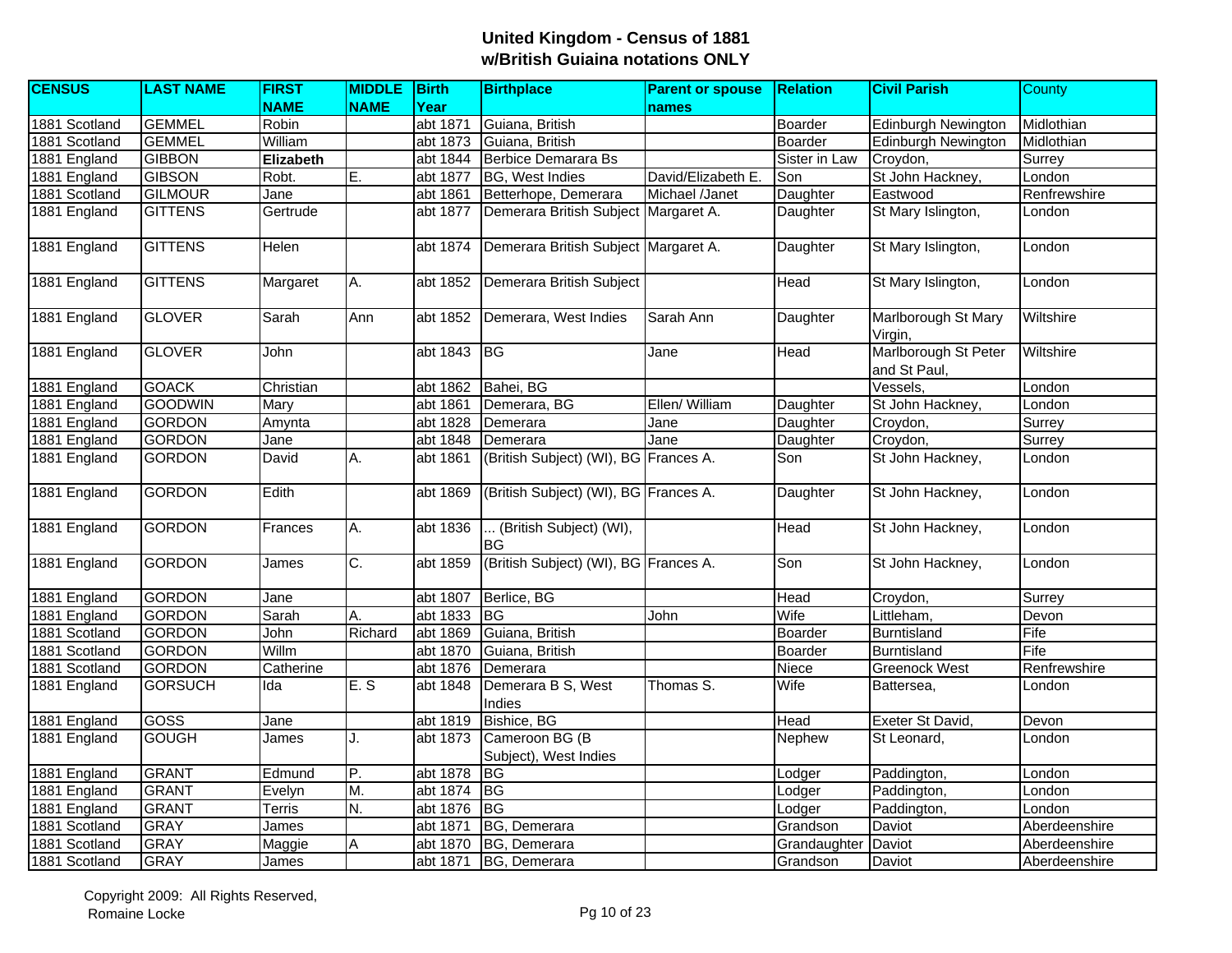# United Kingdom - Census of 1881
## w/British Guiaina notations ONLY

| CENSUS | LAST NAME | FIRST NAME | MIDDLE NAME | Birth Year | Birthplace | Parent or spouse names | Relation | Civil Parish | County |
|---|---|---|---|---|---|---|---|---|---|
| 1881 Scotland | GEMMEL | Robin | | abt 1871 | Guiana, British | | Boarder | Edinburgh Newington | Midlothian |
| 1881 Scotland | GEMMEL | William | | abt 1873 | Guiana, British | | Boarder | Edinburgh Newington | Midlothian |
| 1881 England | GIBBON | **Elizabeth** | | abt 1844 | Berbice Demarara Bs | | Sister in Law | Croydon, | Surrey |
| 1881 England | GIBSON | Robt. | E. | abt 1877 | BG, West Indies | David/Elizabeth E. | Son | St John Hackney, | London |
| 1881 Scotland | GILMOUR | Jane | | abt 1861 | Betterhope, Demerara | Michael /Janet | Daughter | Eastwood | Renfrewshire |
| 1881 England | GITTENS | Gertrude | | abt 1877 | Demerara British Subject | Margaret A. | Daughter | St Mary Islington, | London |
| 1881 England | GITTENS | Helen | | abt 1874 | Demerara British Subject | Margaret A. | Daughter | St Mary Islington, | London |
| 1881 England | GITTENS | Margaret | A. | abt 1852 | Demerara British Subject | | Head | St Mary Islington, | London |
| 1881 England | GLOVER | Sarah | Ann | abt 1852 | Demerara, West Indies | Sarah Ann | Daughter | Marlborough St Mary Virgin, | Wiltshire |
| 1881 England | GLOVER | John | | abt 1843 | BG | Jane | Head | Marlborough St Peter and St Paul, | Wiltshire |
| 1881 England | GOACK | Christian | | abt 1862 | Bahei, BG | | | Vessels, | London |
| 1881 England | GOODWIN | Mary | | abt 1861 | Demerara, BG | Ellen/ William | Daughter | St John Hackney, | London |
| 1881 England | GORDON | Amynta | | abt 1828 | Demerara | Jane | Daughter | Croydon, | Surrey |
| 1881 England | GORDON | Jane | | abt 1848 | Demerara | Jane | Daughter | Croydon, | Surrey |
| 1881 England | GORDON | David | A. | abt 1861 | (British Subject) (WI), BG | Frances A. | Son | St John Hackney, | London |
| 1881 England | GORDON | Edith | | abt 1869 | (British Subject) (WI), BG | Frances A. | Daughter | St John Hackney, | London |
| 1881 England | GORDON | Frances | A. | abt 1836 | ... (British Subject) (WI), BG | | Head | St John Hackney, | London |
| 1881 England | GORDON | James | C. | abt 1859 | (British Subject) (WI), BG | Frances A. | Son | St John Hackney, | London |
| 1881 England | GORDON | Jane | | abt 1807 | Berlice, BG | | Head | Croydon, | Surrey |
| 1881 England | GORDON | Sarah | A. | abt 1833 | BG | John | Wife | Littleham, | Devon |
| 1881 Scotland | GORDON | John | Richard | abt 1869 | Guiana, British | | Boarder | Burntisland | Fife |
| 1881 Scotland | GORDON | Willm | | abt 1870 | Guiana, British | | Boarder | Burntisland | Fife |
| 1881 Scotland | GORDON | Catherine | | abt 1876 | Demerara | | Niece | Greenock West | Renfrewshire |
| 1881 England | GORSUCH | Ida | E. S | abt 1848 | Demerara B S, West Indies | Thomas S. | Wife | Battersea, | London |
| 1881 England | GOSS | Jane | | abt 1819 | Bishice, BG | | Head | Exeter St David, | Devon |
| 1881 England | GOUGH | James | J. | abt 1873 | Cameroon BG (B Subject), West Indies | | Nephew | St Leonard, | London |
| 1881 England | GRANT | Edmund | P. | abt 1878 | BG | | Lodger | Paddington, | London |
| 1881 England | GRANT | Evelyn | M. | abt 1874 | BG | | Lodger | Paddington, | London |
| 1881 England | GRANT | Terris | N. | abt 1876 | BG | | Lodger | Paddington, | London |
| 1881 Scotland | GRAY | James | | abt 1871 | BG, Demerara | | Grandson | Daviot | Aberdeenshire |
| 1881 Scotland | GRAY | Maggie | A | abt 1870 | BG, Demerara | | Grandaughter | Daviot | Aberdeenshire |
| 1881 Scotland | GRAY | James | | abt 1871 | BG, Demerara | | Grandson | Daviot | Aberdeenshire |

Copyright 2009: All Rights Reserved,
Romaine Locke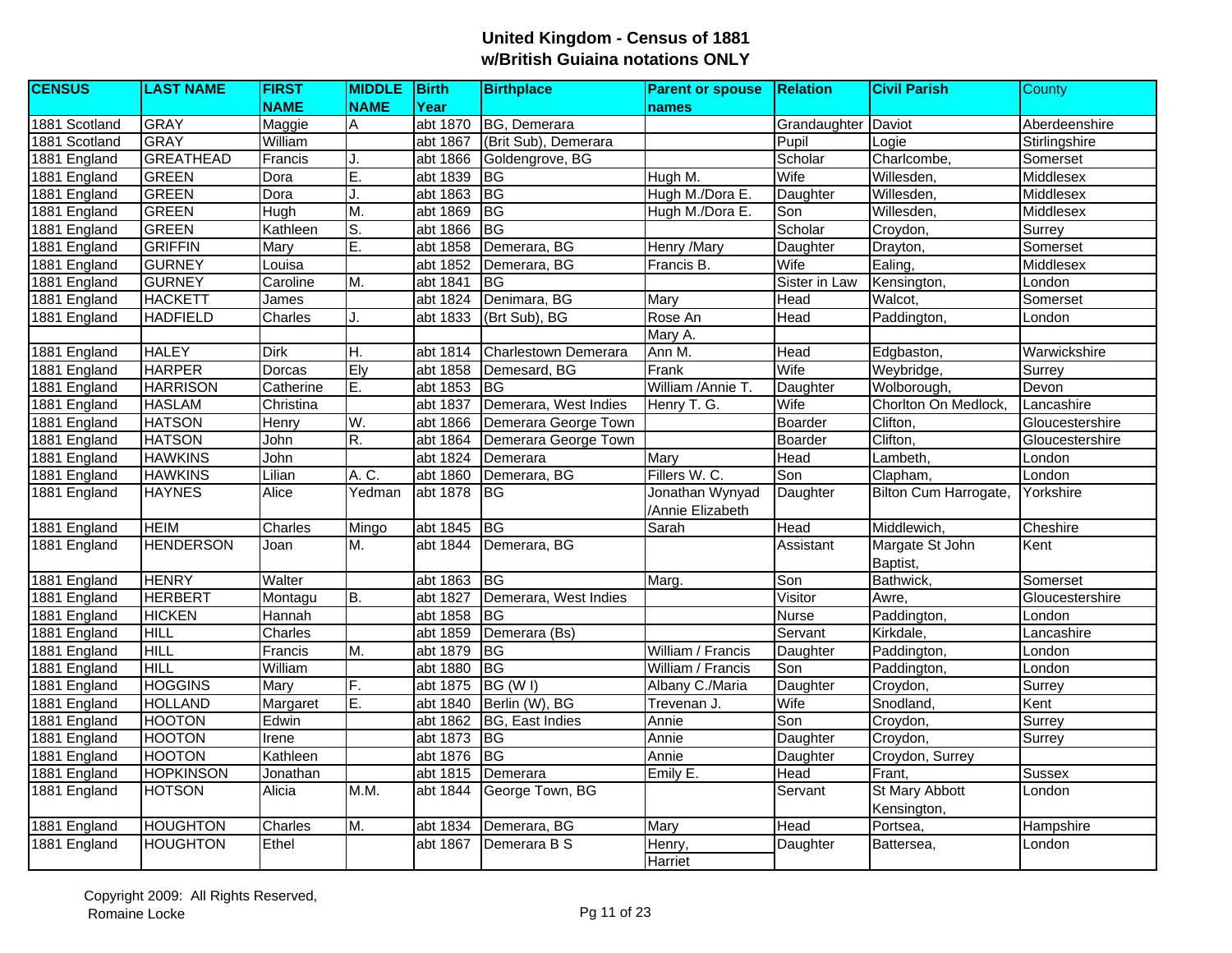# United Kingdom - Census of 1881
## w/British Guiaina notations ONLY

| CENSUS | LAST NAME | FIRST NAME | MIDDLE NAME | Birth Year | Birthplace | Parent or spouse names | Relation | Civil Parish | County |
|---|---|---|---|---|---|---|---|---|---|
| 1881 Scotland | GRAY | Maggie | A | abt 1870 | BG, Demerara | | Grandaughter | Daviot | Aberdeenshire |
| 1881 Scotland | GRAY | William | | abt 1867 | (Brit Sub), Demerara | | Pupil | Logie | Stirlingshire |
| 1881 England | GREATHEAD | Francis | J. | abt 1866 | Goldengrove, BG | | Scholar | Charlcombe, | Somerset |
| 1881 England | GREEN | Dora | E. | abt 1839 | BG | Hugh M. | Wife | Willesden, | Middlesex |
| 1881 England | GREEN | Dora | J. | abt 1863 | BG | Hugh M./Dora E. | Daughter | Willesden, | Middlesex |
| 1881 England | GREEN | Hugh | M. | abt 1869 | BG | Hugh M./Dora E. | Son | Willesden, | Middlesex |
| 1881 England | GREEN | Kathleen | S. | abt 1866 | BG | | Scholar | Croydon, | Surrey |
| 1881 England | GRIFFIN | Mary | E. | abt 1858 | Demerara, BG | Henry /Mary | Daughter | Drayton, | Somerset |
| 1881 England | GURNEY | Louisa | | abt 1852 | Demerara, BG | Francis B. | Wife | Ealing, | Middlesex |
| 1881 England | GURNEY | Caroline | M. | abt 1841 | BG | | Sister in Law | Kensington, | London |
| 1881 England | HACKETT | James | | abt 1824 | Denimara, BG | Mary | Head | Walcot, | Somerset |
| 1881 England | HADFIELD | Charles | J. | abt 1833 | (Brt Sub), BG | Rose An | Head | Paddington, | London |
| | | | | | | Mary A. | | | |
| 1881 England | HALEY | Dirk | H. | abt 1814 | Charlestown Demerara | Ann M. | Head | Edgbaston, | Warwickshire |
| 1881 England | HARPER | Dorcas | Ely | abt 1858 | Demesard, BG | Frank | Wife | Weybridge, | Surrey |
| 1881 England | HARRISON | Catherine | E. | abt 1853 | BG | William /Annie T. | Daughter | Wolborough, | Devon |
| 1881 England | HASLAM | Christina | | abt 1837 | Demerara, West Indies | Henry T. G. | Wife | Chorlton On Medlock, | Lancashire |
| 1881 England | HATSON | Henry | W. | abt 1866 | Demerara George Town | | Boarder | Clifton, | Gloucestershire |
| 1881 England | HATSON | John | R. | abt 1864 | Demerara George Town | | Boarder | Clifton, | Gloucestershire |
| 1881 England | HAWKINS | John | | abt 1824 | Demerara | Mary | Head | Lambeth, | London |
| 1881 England | HAWKINS | Lilian | A. C. | abt 1860 | Demerara, BG | Fillers W. C. | Son | Clapham, | London |
| 1881 England | HAYNES | Alice | Yedman | abt 1878 | BG | Jonathan Wynyad /Annie Elizabeth | Daughter | Bilton Cum Harrogate, | Yorkshire |
| 1881 England | HEIM | Charles | Mingo | abt 1845 | BG | Sarah | Head | Middlewich, | Cheshire |
| 1881 England | HENDERSON | Joan | M. | abt 1844 | Demerara, BG | | Assistant | Margate St John Baptist, | Kent |
| 1881 England | HENRY | Walter | | abt 1863 | BG | Marg. | Son | Bathwick, | Somerset |
| 1881 England | HERBERT | Montagu | B. | abt 1827 | Demerara, West Indies | | Visitor | Awre, | Gloucestershire |
| 1881 England | HICKEN | Hannah | | abt 1858 | BG | | Nurse | Paddington, | London |
| 1881 England | HILL | Charles | | abt 1859 | Demerara (Bs) | | Servant | Kirkdale, | Lancashire |
| 1881 England | HILL | Francis | M. | abt 1879 | BG | William / Francis | Daughter | Paddington, | London |
| 1881 England | HILL | William | | abt 1880 | BG | William / Francis | Son | Paddington, | London |
| 1881 England | HOGGINS | Mary | F. | abt 1875 | BG (W I) | Albany C./Maria | Daughter | Croydon, | Surrey |
| 1881 England | HOLLAND | Margaret | E. | abt 1840 | Berlin (W), BG | Trevenan J. | Wife | Snodland, | Kent |
| 1881 England | HOOTON | Edwin | | abt 1862 | BG, East Indies | Annie | Son | Croydon, | Surrey |
| 1881 England | HOOTON | Irene | | abt 1873 | BG | Annie | Daughter | Croydon, | Surrey |
| 1881 England | HOOTON | Kathleen | | abt 1876 | BG | Annie | Daughter | Croydon, Surrey | |
| 1881 England | HOPKINSON | Jonathan | | abt 1815 | Demerara | Emily E. | Head | Frant, | Sussex |
| 1881 England | HOTSON | Alicia | M.M. | abt 1844 | George Town, BG | | Servant | St Mary Abbott Kensington, | London |
| 1881 England | HOUGHTON | Charles | M. | abt 1834 | Demerara, BG | Mary | Head | Portsea, | Hampshire |
| 1881 England | HOUGHTON | Ethel | | abt 1867 | Demerara B S | Henry, Harriet | Daughter | Battersea, | London |

Copyright 2009: All Rights Reserved, Romaine Locke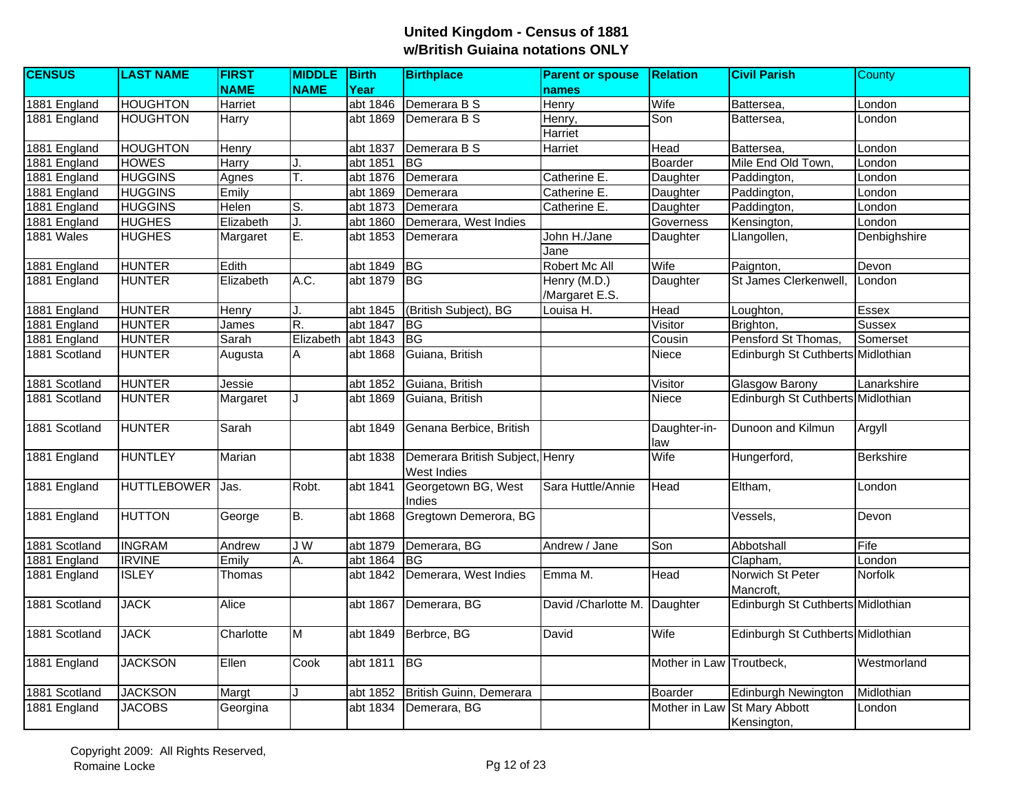# United Kingdom - Census of 1881
## w/British Guiaina notations ONLY

| CENSUS | LAST NAME | FIRST NAME | MIDDLE NAME | Birth Year | Birthplace | Parent or spouse names | Relation | Civil Parish | County |
|---|---|---|---|---|---|---|---|---|---|
| 1881 England | HOUGHTON | Harriet | | abt 1846 | Demerara B S | Henry | Wife | Battersea, | London |
| 1881 England | HOUGHTON | Harry | | abt 1869 | Demerara B S | Henry, Harriet | Son | Battersea, | London |
| 1881 England | HOUGHTON | Henry | | abt 1837 | Demerara B S | Harriet | Head | Battersea, | London |
| 1881 England | HOWES | Harry | J. | abt 1851 | BG | | Boarder | Mile End Old Town, | London |
| 1881 England | HUGGINS | Agnes | T. | abt 1876 | Demerara | Catherine E. | Daughter | Paddington, | London |
| 1881 England | HUGGINS | Emily | | abt 1869 | Demerara | Catherine E. | Daughter | Paddington, | London |
| 1881 England | HUGGINS | Helen | S. | abt 1873 | Demerara | Catherine E. | Daughter | Paddington, | London |
| 1881 England | HUGHES | Elizabeth | J. | abt 1860 | Demerara, West Indies | | Governess | Kensington, | London |
| 1881 Wales | HUGHES | Margaret | E. | abt 1853 | Demerara | John H./Jane Jane | Daughter | Llangollen, | Denbighshire |
| 1881 England | HUNTER | Edith | | abt 1849 | BG | Robert Mc All | Wife | Paignton, | Devon |
| 1881 England | HUNTER | Elizabeth | A.C. | abt 1879 | BG | Henry (M.D.) /Margaret E.S. | Daughter | St James Clerkenwell, | London |
| 1881 England | HUNTER | Henry | J. | abt 1845 | (British Subject), BG | Louisa H. | Head | Loughton, | Essex |
| 1881 England | HUNTER | James | R. | abt 1847 | BG | | Visitor | Brighton, | Sussex |
| 1881 England | HUNTER | Sarah | Elizabeth | abt 1843 | BG | | Cousin | Pensford St Thomas, | Somerset |
| 1881 Scotland | HUNTER | Augusta | A | abt 1868 | Guiana, British | | Niece | Edinburgh St Cuthberts | Midlothian |
| 1881 Scotland | HUNTER | Jessie | | abt 1852 | Guiana, British | | Visitor | Glasgow Barony | Lanarkshire |
| 1881 Scotland | HUNTER | Margaret | J | abt 1869 | Guiana, British | | Niece | Edinburgh St Cuthberts | Midlothian |
| 1881 Scotland | HUNTER | Sarah | | abt 1849 | Genana Berbice, British | | Daughter-in-law | Dunoon and Kilmun | Argyll |
| 1881 England | HUNTLEY | Marian | | abt 1838 | Demerara British Subject, West Indies | Henry | Wife | Hungerford, | Berkshire |
| 1881 England | HUTTLEBOWER | Jas. | Robt. | abt 1841 | Georgetown BG, West Indies | Sara Huttle/Annie | Head | Eltham, | London |
| 1881 England | HUTTON | George | B. | abt 1868 | Gregtown Demerora, BG | | | Vessels, | Devon |
| 1881 Scotland | INGRAM | Andrew | J W | abt 1879 | Demerara, BG | Andrew / Jane | Son | Abbotshall | Fife |
| 1881 England | IRVINE | Emily | A. | abt 1864 | BG | | | Clapham, | London |
| 1881 England | ISLEY | Thomas | | abt 1842 | Demerara, West Indies | Emma M. | Head | Norwich St Peter Mancroft, | Norfolk |
| 1881 Scotland | JACK | Alice | | abt 1867 | Demerara, BG | David /Charlotte M. | Daughter | Edinburgh St Cuthberts | Midlothian |
| 1881 Scotland | JACK | Charlotte | M | abt 1849 | Berbrce, BG | David | Wife | Edinburgh St Cuthberts | Midlothian |
| 1881 England | JACKSON | Ellen | Cook | abt 1811 | BG | | Mother in Law | Troutbeck, | Westmorland |
| 1881 Scotland | JACKSON | Margt | J | abt 1852 | British Guinn, Demerara | | Boarder | Edinburgh Newington | Midlothian |
| 1881 England | JACOBS | Georgina | | abt 1834 | Demerara, BG | | Mother in Law | St Mary Abbott Kensington, | London |

Copyright 2009: All Rights Reserved, Romaine Locke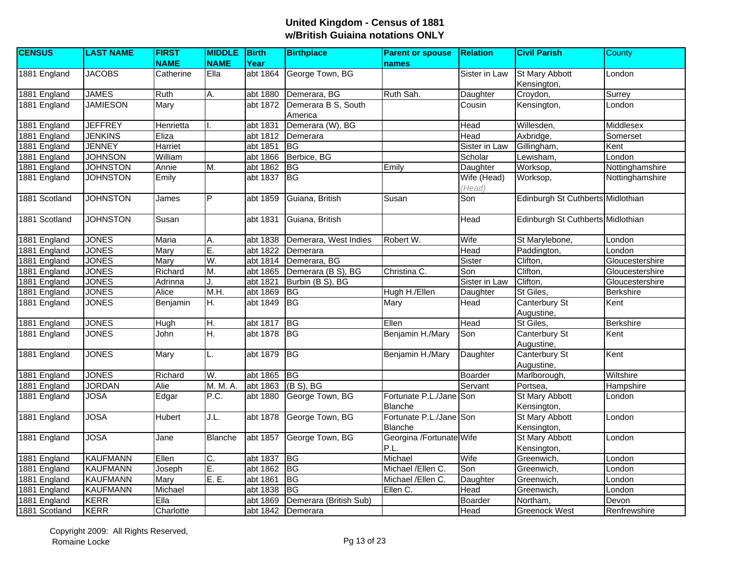# United Kingdom - Census of 1881
## w/British Guiaina notations ONLY

| CENSUS | LAST NAME | FIRST NAME | MIDDLE NAME | Birth Year | Birthplace | Parent or spouse names | Relation | Civil Parish | County |
|---|---|---|---|---|---|---|---|---|---|
| 1881 England | JACOBS | Catherine | Ella | abt 1864 | George Town, BG | | Sister in Law | St Mary Abbott Kensington, | London |
| 1881 England | JAMES | Ruth | A. | abt 1880 | Demerara, BG | Ruth Sah. | Daughter | Croydon, | Surrey |
| 1881 England | JAMIESON | Mary | | abt 1872 | Demerara B S, South America | | Cousin | Kensington, | London |
| 1881 England | JEFFREY | Henrietta | I. | abt 1831 | Demerara (W), BG | | Head | Willesden, | Middlesex |
| 1881 England | JENKINS | Eliza | | abt 1812 | Demerara | | Head | Axbridge, | Somerset |
| 1881 England | JENNEY | Harriet | | abt 1851 | BG | | Sister in Law | Gillingham, | Kent |
| 1881 England | JOHNSON | William | | abt 1866 | Berbice, BG | | Scholar | Lewisham, | London |
| 1881 England | JOHNSTON | Annie | M. | abt 1862 | BG | Emily | Daughter | Worksop, | Nottinghamshire |
| 1881 England | JOHNSTON | Emily | | abt 1837 | BG | | Wife (Head) *(Head)* | Worksop, | Nottinghamshire |
| 1881 Scotland | JOHNSTON | James | P | abt 1859 | Guiana, British | Susan | Son | Edinburgh St Cuthberts | Midlothian |
| 1881 Scotland | JOHNSTON | Susan | | abt 1831 | Guiana, British | | Head | Edinburgh St Cuthberts | Midlothian |
| 1881 England | JONES | Maria | A. | abt 1838 | Demerara, West Indies | Robert W. | Wife | St Marylebone, | London |
| 1881 England | JONES | Mary | E. | abt 1822 | Demerara | | Head | Paddington, | London |
| 1881 England | JONES | Mary | W. | abt 1814 | Demerara, BG | | Sister | Clifton, | Gloucestershire |
| 1881 England | JONES | Richard | M. | abt 1865 | Demerara (B S), BG | Christina C. | Son | Clifton, | Gloucestershire |
| 1881 England | JONES | Adrinna | J. | abt 1821 | Burbin (B S), BG | | Sister in Law | Clifton, | Gloucestershire |
| 1881 England | JONES | Alice | M.H. | abt 1869 | BG | Hugh H./Ellen | Daughter | St Giles, | Berkshire |
| 1881 England | JONES | Benjamin | H. | abt 1849 | BG | Mary | Head | Canterbury St Augustine, | Kent |
| 1881 England | JONES | Hugh | H. | abt 1817 | BG | Ellen | Head | St Giles, | Berkshire |
| 1881 England | JONES | John | H. | abt 1878 | BG | Benjamin H./Mary | Son | Canterbury St Augustine, | Kent |
| 1881 England | JONES | Mary | L. | abt 1879 | BG | Benjamin H./Mary | Daughter | Canterbury St Augustine, | Kent |
| 1881 England | JONES | Richard | W. | abt 1865 | BG | | Boarder | Marlborough, | Wiltshire |
| 1881 England | JORDAN | Alie | M. M. A. | abt 1863 | (B S), BG | | Servant | Portsea, | Hampshire |
| 1881 England | JOSA | Edgar | P.C. | abt 1880 | George Town, BG | Fortunate P.L./Jane Blanche | Son | St Mary Abbott Kensington, | London |
| 1881 England | JOSA | Hubert | J.L. | abt 1878 | George Town, BG | Fortunate P.L./Jane Blanche | Son | St Mary Abbott Kensington, | London |
| 1881 England | JOSA | Jane | Blanche | abt 1857 | George Town, BG | Georgina /Fortunate P.L. | Wife | St Mary Abbott Kensington, | London |
| 1881 England | KAUFMANN | Ellen | C. | abt 1837 | BG | Michael | Wife | Greenwich, | London |
| 1881 England | KAUFMANN | Joseph | E. | abt 1862 | BG | Michael /Ellen C. | Son | Greenwich, | London |
| 1881 England | KAUFMANN | Mary | E. E. | abt 1861 | BG | Michael /Ellen C. | Daughter | Greenwich, | London |
| 1881 England | KAUFMANN | Michael | | abt 1838 | BG | Ellen C. | Head | Greenwich, | London |
| 1881 England | KERR | Ella | | abt 1869 | Demerara (British Sub) | | Boarder | Northam, | Devon |
| 1881 Scotland | KERR | Charlotte | | abt 1842 | Demerara | | Head | Greenock West | Renfrewshire |

Copyright 2009: All Rights Reserved,
Romaine Locke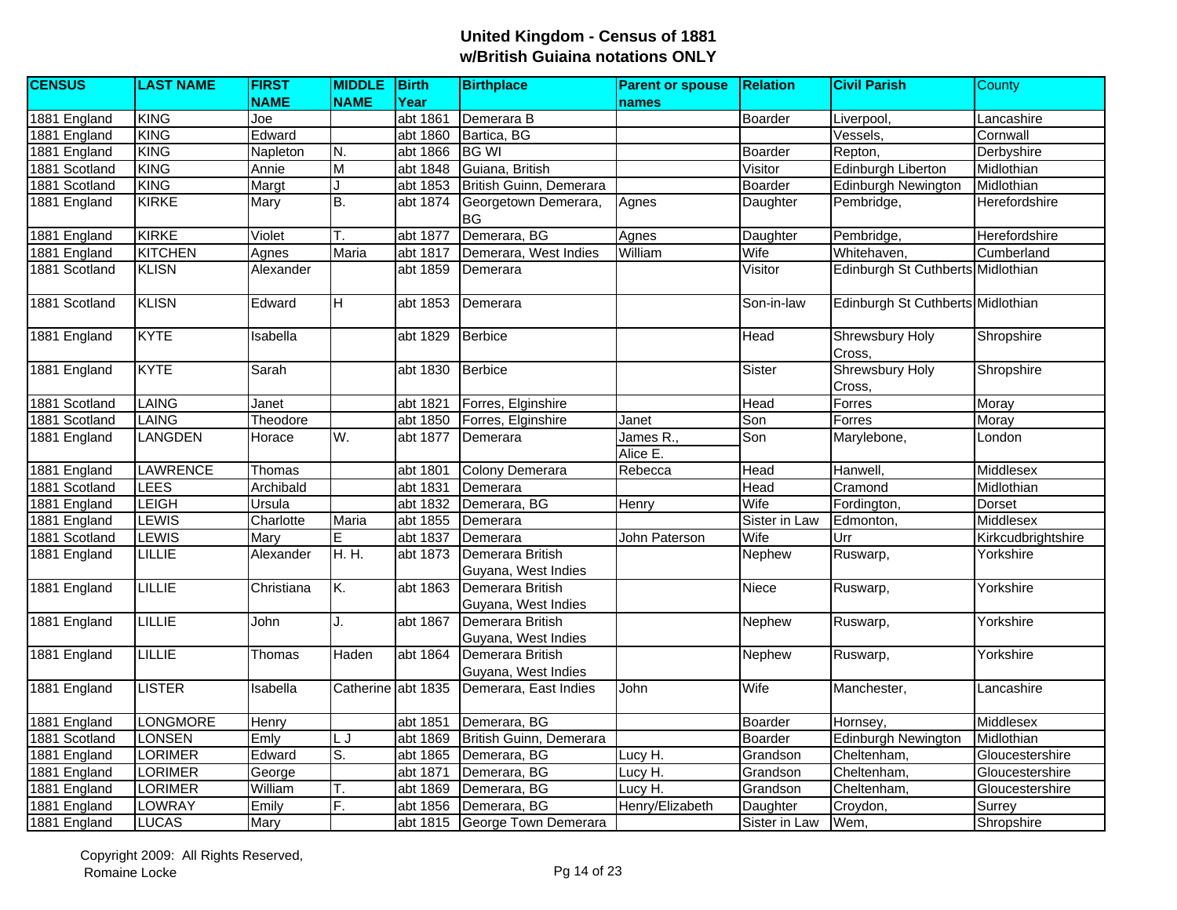## United Kingdom - Census of 1881
## w/British Guiaina notations ONLY

| CENSUS | LAST NAME | FIRST NAME | MIDDLE NAME | Birth Year | Birthplace | Parent or spouse names | Relation | Civil Parish | County |
|---|---|---|---|---|---|---|---|---|---|
| 1881 England | KING | Joe | | abt 1861 | Demerara B | | Boarder | Liverpool, | Lancashire |
| 1881 England | KING | Edward | | abt 1860 | Bartica, BG | | | Vessels, | Cornwall |
| 1881 England | KING | Napleton | N. | abt 1866 | BG WI | | Boarder | Repton, | Derbyshire |
| 1881 Scotland | KING | Annie | M | abt 1848 | Guiana, British | | Visitor | Edinburgh Liberton | Midlothian |
| 1881 Scotland | KING | Margt | J | abt 1853 | British Guinn, Demerara | | Boarder | Edinburgh Newington | Midlothian |
| 1881 England | KIRKE | Mary | B. | abt 1874 | Georgetown Demerara, BG | Agnes | Daughter | Pembridge, | Herefordshire |
| 1881 England | KIRKE | Violet | T. | abt 1877 | Demerara, BG | Agnes | Daughter | Pembridge, | Herefordshire |
| 1881 England | KITCHEN | Agnes | Maria | abt 1817 | Demerara, West Indies | William | Wife | Whitehaven, | Cumberland |
| 1881 Scotland | KLISN | Alexander | | abt 1859 | Demerara | | Visitor | Edinburgh St Cuthberts | Midlothian |
| 1881 Scotland | KLISN | Edward | H | abt 1853 | Demerara | | Son-in-law | Edinburgh St Cuthberts | Midlothian |
| 1881 England | KYTE | Isabella | | abt 1829 | Berbice | | Head | Shrewsbury Holy Cross, | Shropshire |
| 1881 England | KYTE | Sarah | | abt 1830 | Berbice | | Sister | Shrewsbury Holy Cross, | Shropshire |
| 1881 Scotland | LAING | Janet | | abt 1821 | Forres, Elginshire | | Head | Forres | Moray |
| 1881 Scotland | LAING | Theodore | | abt 1850 | Forres, Elginshire | Janet | Son | Forres | Moray |
| 1881 England | LANGDEN | Horace | W. | abt 1877 | Demerara | James R., Alice E. | Son | Marylebone, | London |
| 1881 England | LAWRENCE | Thomas | | abt 1801 | Colony Demerara | Rebecca | Head | Hanwell, | Middlesex |
| 1881 Scotland | LEES | Archibald | | abt 1831 | Demerara | | Head | Cramond | Midlothian |
| 1881 England | LEIGH | Ursula | | abt 1832 | Demerara, BG | Henry | Wife | Fordington, | Dorset |
| 1881 England | LEWIS | Charlotte | Maria | abt 1855 | Demerara | | Sister in Law | Edmonton, | Middlesex |
| 1881 Scotland | LEWIS | Mary | E | abt 1837 | Demerara | John Paterson | Wife | Urr | Kirkcudbrightshire |
| 1881 England | LILLIE | Alexander | H. H. | abt 1873 | Demerara British Guyana, West Indies | | Nephew | Ruswarp, | Yorkshire |
| 1881 England | LILLIE | Christiana | K. | abt 1863 | Demerara British Guyana, West Indies | | Niece | Ruswarp, | Yorkshire |
| 1881 England | LILLIE | John | J. | abt 1867 | Demerara British Guyana, West Indies | | Nephew | Ruswarp, | Yorkshire |
| 1881 England | LILLIE | Thomas | Haden | abt 1864 | Demerara British Guyana, West Indies | | Nephew | Ruswarp, | Yorkshire |
| 1881 England | LISTER | Isabella | Catherine | abt 1835 | Demerara, East Indies | John | Wife | Manchester, | Lancashire |
| 1881 England | LONGMORE | Henry | | abt 1851 | Demerara, BG | | Boarder | Hornsey, | Middlesex |
| 1881 Scotland | LONSEN | Emly | L J | abt 1869 | British Guinn, Demerara | | Boarder | Edinburgh Newington | Midlothian |
| 1881 England | LORIMER | Edward | S. | abt 1865 | Demerara, BG | Lucy H. | Grandson | Cheltenham, | Gloucestershire |
| 1881 England | LORIMER | George | | abt 1871 | Demerara, BG | Lucy H. | Grandson | Cheltenham, | Gloucestershire |
| 1881 England | LORIMER | William | T. | abt 1869 | Demerara, BG | Lucy H. | Grandson | Cheltenham, | Gloucestershire |
| 1881 England | LOWRAY | Emily | F. | abt 1856 | Demerara, BG | Henry/Elizabeth | Daughter | Croydon, | Surrey |
| 1881 England | LUCAS | Mary | | abt 1815 | George Town Demerara | | Sister in Law | Wem, | Shropshire |

Copyright 2009: All Rights Reserved, Romaine Locke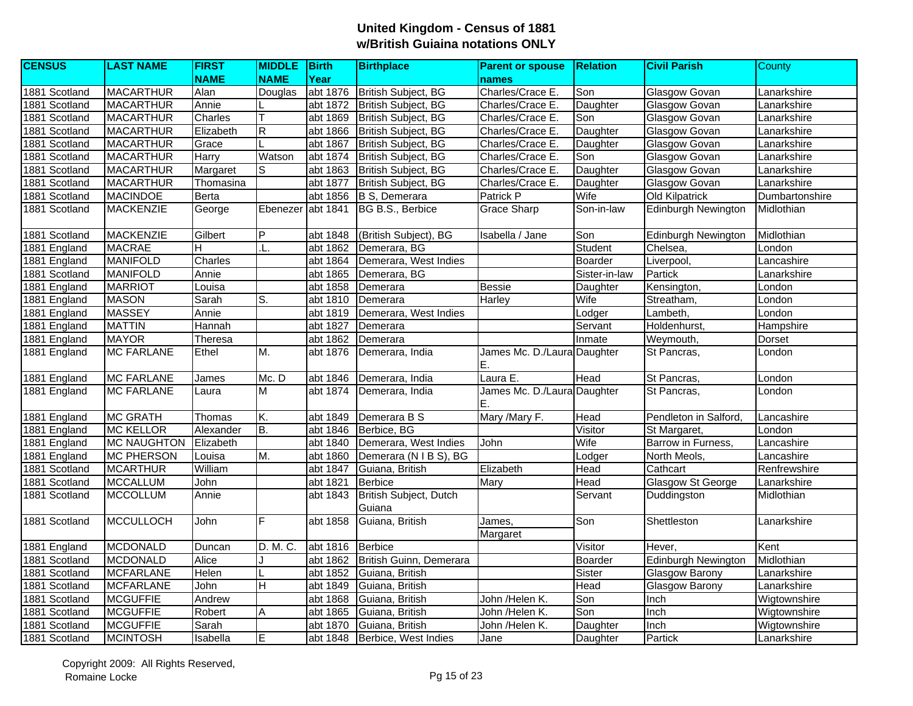# United Kingdom - Census of 1881
## w/British Guiaina notations ONLY

| CENSUS | LAST NAME | FIRST NAME | MIDDLE NAME | Birth Year | Birthplace | Parent or spouse names | Relation | Civil Parish | County |
|---|---|---|---|---|---|---|---|---|---|
| 1881 Scotland | MACARTHUR | Alan | Douglas | abt 1876 | British Subject, BG | Charles/Crace E. | Son | Glasgow Govan | Lanarkshire |
| 1881 Scotland | MACARTHUR | Annie | L | abt 1872 | British Subject, BG | Charles/Crace E. | Daughter | Glasgow Govan | Lanarkshire |
| 1881 Scotland | MACARTHUR | Charles | T | abt 1869 | British Subject, BG | Charles/Crace E. | Son | Glasgow Govan | Lanarkshire |
| 1881 Scotland | MACARTHUR | Elizabeth | R | abt 1866 | British Subject, BG | Charles/Crace E. | Daughter | Glasgow Govan | Lanarkshire |
| 1881 Scotland | MACARTHUR | Grace | L | abt 1867 | British Subject, BG | Charles/Crace E. | Daughter | Glasgow Govan | Lanarkshire |
| 1881 Scotland | MACARTHUR | Harry | Watson | abt 1874 | British Subject, BG | Charles/Crace E. | Son | Glasgow Govan | Lanarkshire |
| 1881 Scotland | MACARTHUR | Margaret | S | abt 1863 | British Subject, BG | Charles/Crace E. | Daughter | Glasgow Govan | Lanarkshire |
| 1881 Scotland | MACARTHUR | Thomasina | | abt 1877 | British Subject, BG | Charles/Crace E. | Daughter | Glasgow Govan | Lanarkshire |
| 1881 Scotland | MACINDOE | Berta | | abt 1856 | B S, Demerara | Patrick P | Wife | Old Kilpatrick | Dumbartonshire |
| 1881 Scotland | MACKENZIE | George | Ebenezer | abt 1841 | BG B.S., Berbice | Grace Sharp | Son-in-law | Edinburgh Newington | Midlothian |
| 1881 Scotland | MACKENZIE | Gilbert | P | abt 1848 | (British Subject), BG | Isabella / Jane | Son | Edinburgh Newington | Midlothian |
| 1881 England | MACRAE | H | .L. | abt 1862 | Demerara, BG | | Student | Chelsea, | London |
| 1881 England | MANIFOLD | Charles | | abt 1864 | Demerara, West Indies | | Boarder | Liverpool, | Lancashire |
| 1881 Scotland | MANIFOLD | Annie | | abt 1865 | Demerara, BG | | Sister-in-law | Partick | Lanarkshire |
| 1881 England | MARRIOT | Louisa | | abt 1858 | Demerara | Bessie | Daughter | Kensington, | London |
| 1881 England | MASON | Sarah | S. | abt 1810 | Demerara | Harley | Wife | Streatham, | London |
| 1881 England | MASSEY | Annie | | abt 1819 | Demerara, West Indies | | Lodger | Lambeth, | London |
| 1881 England | MATTIN | Hannah | | abt 1827 | Demerara | | Servant | Holdenhurst, | Hampshire |
| 1881 England | MAYOR | Theresa | | abt 1862 | Demerara | | Inmate | Weymouth, | Dorset |
| 1881 England | MC FARLANE | Ethel | M. | abt 1876 | Demerara, India | James Mc. D./Laura E. | Daughter | St Pancras, | London |
| 1881 England | MC FARLANE | James | Mc. D | abt 1846 | Demerara, India | Laura E. | Head | St Pancras, | London |
| 1881 England | MC FARLANE | Laura | M | abt 1874 | Demerara, India | James Mc. D./Laura E. | Daughter | St Pancras, | London |
| 1881 England | MC GRATH | Thomas | K. | abt 1849 | Demerara B S | Mary /Mary F. | Head | Pendleton in Salford, | Lancashire |
| 1881 England | MC KELLOR | Alexander | B. | abt 1846 | Berbice, BG | | Visitor | St Margaret, | London |
| 1881 England | MC NAUGHTON | Elizabeth | | abt 1840 | Demerara, West Indies | John | Wife | Barrow in Furness, | Lancashire |
| 1881 England | MC PHERSON | Louisa | M. | abt 1860 | Demerara (N I B S), BG | | Lodger | North Meols, | Lancashire |
| 1881 Scotland | MCARTHUR | William | | abt 1847 | Guiana, British | Elizabeth | Head | Cathcart | Renfrewshire |
| 1881 Scotland | MCCALLUM | John | | abt 1821 | Berbice | Mary | Head | Glasgow St George | Lanarkshire |
| 1881 Scotland | MCCOLLUM | Annie | | abt 1843 | British Subject, Dutch Guiana | | Servant | Duddingston | Midlothian |
| 1881 Scotland | MCCULLOCH | John | F | abt 1858 | Guiana, British | James, Margaret | Son | Shettleston | Lanarkshire |
| 1881 England | MCDONALD | Duncan | D. M. C. | abt 1816 | Berbice | | Visitor | Hever, | Kent |
| 1881 Scotland | MCDONALD | Alice | J | abt 1862 | British Guinn, Demerara | | Boarder | Edinburgh Newington | Midlothian |
| 1881 Scotland | MCFARLANE | Helen | L | abt 1852 | Guiana, British | | Sister | Glasgow Barony | Lanarkshire |
| 1881 Scotland | MCFARLANE | John | H | abt 1849 | Guiana, British | | Head | Glasgow Barony | Lanarkshire |
| 1881 Scotland | MCGUFFIE | Andrew | | abt 1868 | Guiana, British | John /Helen K. | Son | Inch | Wigtownshire |
| 1881 Scotland | MCGUFFIE | Robert | A | abt 1865 | Guiana, British | John /Helen K. | Son | Inch | Wigtownshire |
| 1881 Scotland | MCGUFFIE | Sarah | | abt 1870 | Guiana, British | John /Helen K. | Daughter | Inch | Wigtownshire |
| 1881 Scotland | MCINTOSH | Isabella | E | abt 1848 | Berbice, West Indies | Jane | Daughter | Partick | Lanarkshire |

Copyright 2009: All Rights Reserved,
Romaine Locke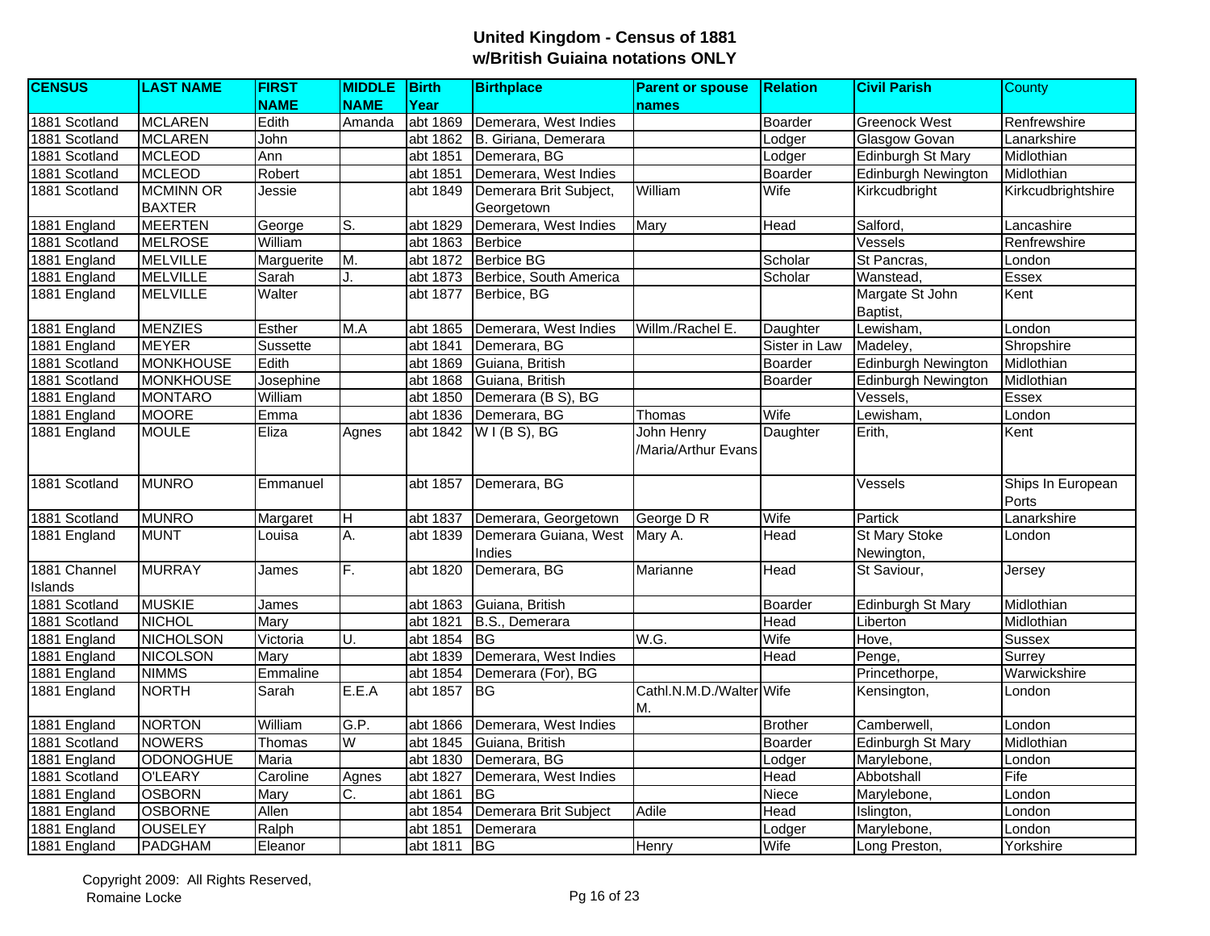# United Kingdom - Census of 1881
## w/British Guiaina notations ONLY

| CENSUS | LAST NAME | FIRST NAME | MIDDLE NAME | Birth Year | Birthplace | Parent or spouse names | Relation | Civil Parish | County |
|---|---|---|---|---|---|---|---|---|---|
| 1881 Scotland | MCLAREN | Edith | Amanda | abt 1869 | Demerara, West Indies | | Boarder | Greenock West | Renfrewshire |
| 1881 Scotland | MCLAREN | John | | abt 1862 | B. Giriana, Demerara | | Lodger | Glasgow Govan | Lanarkshire |
| 1881 Scotland | MCLEOD | Ann | | abt 1851 | Demerara, BG | | Lodger | Edinburgh St Mary | Midlothian |
| 1881 Scotland | MCLEOD | Robert | | abt 1851 | Demerara, West Indies | | Boarder | Edinburgh Newington | Midlothian |
| 1881 Scotland | MCMINN OR BAXTER | Jessie | | abt 1849 | Demerara Brit Subject, Georgetown | William | Wife | Kirkcudbright | Kirkcudbrightshire |
| 1881 England | MEERTEN | George | S. | abt 1829 | Demerara, West Indies | Mary | Head | Salford, | Lancashire |
| 1881 Scotland | MELROSE | William | | abt 1863 | Berbice | | | Vessels | Renfrewshire |
| 1881 England | MELVILLE | Marguerite | M. | abt 1872 | Berbice BG | | Scholar | St Pancras, | London |
| 1881 England | MELVILLE | Sarah | J. | abt 1873 | Berbice, South America | | Scholar | Wanstead, | Essex |
| 1881 England | MELVILLE | Walter | | abt 1877 | Berbice, BG | | | Margate St John Baptist, | Kent |
| 1881 England | MENZIES | Esther | M.A | abt 1865 | Demerara, West Indies | Willm./Rachel E. | Daughter | Lewisham, | London |
| 1881 England | MEYER | Sussette | | abt 1841 | Demerara, BG | | Sister in Law | Madeley, | Shropshire |
| 1881 Scotland | MONKHOUSE | Edith | | abt 1869 | Guiana, British | | Boarder | Edinburgh Newington | Midlothian |
| 1881 Scotland | MONKHOUSE | Josephine | | abt 1868 | Guiana, British | | Boarder | Edinburgh Newington | Midlothian |
| 1881 England | MONTARO | William | | abt 1850 | Demerara (B S), BG | | | Vessels, | Essex |
| 1881 England | MOORE | Emma | | abt 1836 | Demerara, BG | Thomas | Wife | Lewisham, | London |
| 1881 England | MOULE | Eliza | Agnes | abt 1842 | W I (B S), BG | John Henry /Maria/Arthur Evans | Daughter | Erith, | Kent |
| 1881 Scotland | MUNRO | Emmanuel | | abt 1857 | Demerara, BG | | | Vessels | Ships In European Ports |
| 1881 Scotland | MUNRO | Margaret | H | abt 1837 | Demerara, Georgetown | George D R | Wife | Partick | Lanarkshire |
| 1881 England | MUNT | Louisa | A. | abt 1839 | Demerara Guiana, West Indies | Mary A. | Head | St Mary Stoke Newington, | London |
| 1881 Channel Islands | MURRAY | James | F. | abt 1820 | Demerara, BG | Marianne | Head | St Saviour, | Jersey |
| 1881 Scotland | MUSKIE | James | | abt 1863 | Guiana, British | | Boarder | Edinburgh St Mary | Midlothian |
| 1881 Scotland | NICHOL | Mary | | abt 1821 | B.S., Demerara | | Head | Liberton | Midlothian |
| 1881 England | NICHOLSON | Victoria | U. | abt 1854 | BG | W.G. | Wife | Hove, | Sussex |
| 1881 England | NICOLSON | Mary | | abt 1839 | Demerara, West Indies | | Head | Penge, | Surrey |
| 1881 England | NIMMS | Emmaline | | abt 1854 | Demerara (For), BG | | | Princethorpe, | Warwickshire |
| 1881 England | NORTH | Sarah | E.E.A | abt 1857 | BG | Cathl.N.M.D./Walter M. | Wife | Kensington, | London |
| 1881 England | NORTON | William | G.P. | abt 1866 | Demerara, West Indies | | Brother | Camberwell, | London |
| 1881 Scotland | NOWERS | Thomas | W | abt 1845 | Guiana, British | | Boarder | Edinburgh St Mary | Midlothian |
| 1881 England | ODONOGHUE | Maria | | abt 1830 | Demerara, BG | | Lodger | Marylebone, | London |
| 1881 Scotland | O'LEARY | Caroline | Agnes | abt 1827 | Demerara, West Indies | | Head | Abbotshall | Fife |
| 1881 England | OSBORN | Mary | C. | abt 1861 | BG | | Niece | Marylebone, | London |
| 1881 England | OSBORNE | Allen | | abt 1854 | Demerara Brit Subject | Adile | Head | Islington, | London |
| 1881 England | OUSELEY | Ralph | | abt 1851 | Demerara | | Lodger | Marylebone, | London |
| 1881 England | PADGHAM | Eleanor | | abt 1811 | BG | Henry | Wife | Long Preston, | Yorkshire |

Copyright 2009: All Rights Reserved,
Romaine Locke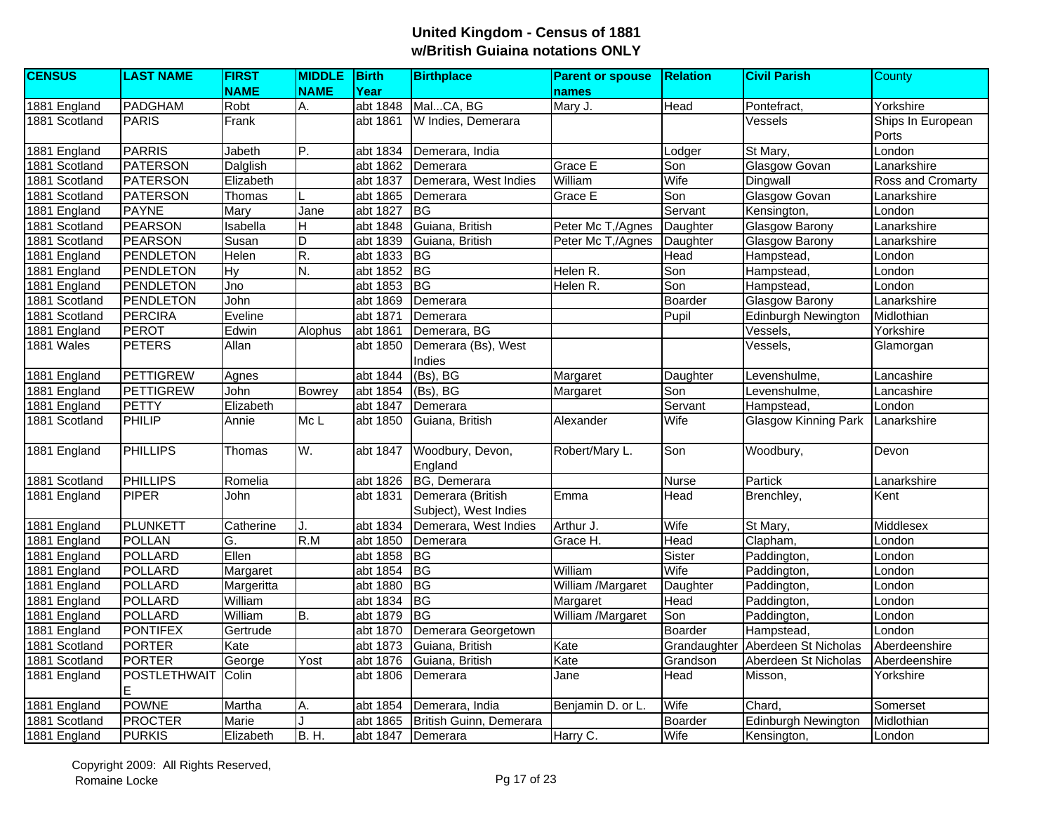# United Kingdom - Census of 1881
## w/British Guiaina notations ONLY

| CENSUS | LAST NAME | FIRST NAME | MIDDLE NAME | Birth Year | Birthplace | Parent or spouse names | Relation | Civil Parish | County |
|---|---|---|---|---|---|---|---|---|---|
| 1881 England | PADGHAM | Robt | A. | abt 1848 | Mal...CA, BG | Mary J. | Head | Pontefract, | Yorkshire |
| 1881 Scotland | PARIS | Frank | | abt 1861 | W Indies, Demerara | | | Vessels | Ships In European Ports |
| 1881 England | PARRIS | Jabeth | P. | abt 1834 | Demerara, India | | Lodger | St Mary, | London |
| 1881 Scotland | PATERSON | Dalglish | | abt 1862 | Demerara | Grace E | Son | Glasgow Govan | Lanarkshire |
| 1881 Scotland | PATERSON | Elizabeth | | abt 1837 | Demerara, West Indies | William | Wife | Dingwall | Ross and Cromarty |
| 1881 Scotland | PATERSON | Thomas | L | abt 1865 | Demerara | Grace E | Son | Glasgow Govan | Lanarkshire |
| 1881 England | PAYNE | Mary | Jane | abt 1827 | BG | | Servant | Kensington, | London |
| 1881 Scotland | PEARSON | Isabella | H | abt 1848 | Guiana, British | Peter Mc T,/Agnes | Daughter | Glasgow Barony | Lanarkshire |
| 1881 Scotland | PEARSON | Susan | D | abt 1839 | Guiana, British | Peter Mc T,/Agnes | Daughter | Glasgow Barony | Lanarkshire |
| 1881 England | PENDLETON | Helen | R. | abt 1833 | BG | | Head | Hampstead, | London |
| 1881 England | PENDLETON | Hy | N. | abt 1852 | BG | Helen R. | Son | Hampstead, | London |
| 1881 England | PENDLETON | Jno | | abt 1853 | BG | Helen R. | Son | Hampstead, | London |
| 1881 Scotland | PENDLETON | John | | abt 1869 | Demerara | | Boarder | Glasgow Barony | Lanarkshire |
| 1881 Scotland | PERCIRA | Eveline | | abt 1871 | Demerara | | Pupil | Edinburgh Newington | Midlothian |
| 1881 England | PEROT | Edwin | Alophus | abt 1861 | Demerara, BG | | | Vessels, | Yorkshire |
| 1881 Wales | PETERS | Allan | | abt 1850 | Demerara (Bs), West Indies | | | Vessels, | Glamorgan |
| 1881 England | PETTIGREW | Agnes | | abt 1844 | (Bs), BG | Margaret | Daughter | Levenshulme, | Lancashire |
| 1881 England | PETTIGREW | John | Bowrey | abt 1854 | (Bs), BG | Margaret | Son | Levenshulme, | Lancashire |
| 1881 England | PETTY | Elizabeth | | abt 1847 | Demerara | | Servant | Hampstead, | London |
| 1881 Scotland | PHILIP | Annie | Mc L | abt 1850 | Guiana, British | Alexander | Wife | Glasgow Kinning Park | Lanarkshire |
| 1881 England | PHILLIPS | Thomas | W. | abt 1847 | Woodbury, Devon, England | Robert/Mary L. | Son | Woodbury, | Devon |
| 1881 Scotland | PHILLIPS | Romelia | | abt 1826 | BG, Demerara | | Nurse | Partick | Lanarkshire |
| 1881 England | PIPER | John | | abt 1831 | Demerara (British Subject), West Indies | Emma | Head | Brenchley, | Kent |
| 1881 England | PLUNKETT | Catherine | J. | abt 1834 | Demerara, West Indies | Arthur J. | Wife | St Mary, | Middlesex |
| 1881 England | POLLAN | G. | R.M | abt 1850 | Demerara | Grace H. | Head | Clapham, | London |
| 1881 England | POLLARD | Ellen | | abt 1858 | BG | | Sister | Paddington, | London |
| 1881 England | POLLARD | Margaret | | abt 1854 | BG | William | Wife | Paddington, | London |
| 1881 England | POLLARD | Margeritta | | abt 1880 | BG | William /Margaret | Daughter | Paddington, | London |
| 1881 England | POLLARD | William | | abt 1834 | BG | Margaret | Head | Paddington, | London |
| 1881 England | POLLARD | William | B. | abt 1879 | BG | William /Margaret | Son | Paddington, | London |
| 1881 England | PONTIFEX | Gertrude | | abt 1870 | Demerara Georgetown | | Boarder | Hampstead, | London |
| 1881 Scotland | PORTER | Kate | | abt 1873 | Guiana, British | Kate | Grandaughter | Aberdeen St Nicholas | Aberdeenshire |
| 1881 Scotland | PORTER | George | Yost | abt 1876 | Guiana, British | Kate | Grandson | Aberdeen St Nicholas | Aberdeenshire |
| 1881 England | POSTLETHWAITE | Colin | | abt 1806 | Demerara | Jane | Head | Misson, | Yorkshire |
| 1881 England | POWNE | Martha | A. | abt 1854 | Demerara, India | Benjamin D. or L. | Wife | Chard, | Somerset |
| 1881 Scotland | PROCTER | Marie | J | abt 1865 | British Guinn, Demerara | | Boarder | Edinburgh Newington | Midlothian |
| 1881 England | PURKIS | Elizabeth | B. H. | abt 1847 | Demerara | Harry C. | Wife | Kensington, | London |

Copyright 2009: All Rights Reserved, Romaine Locke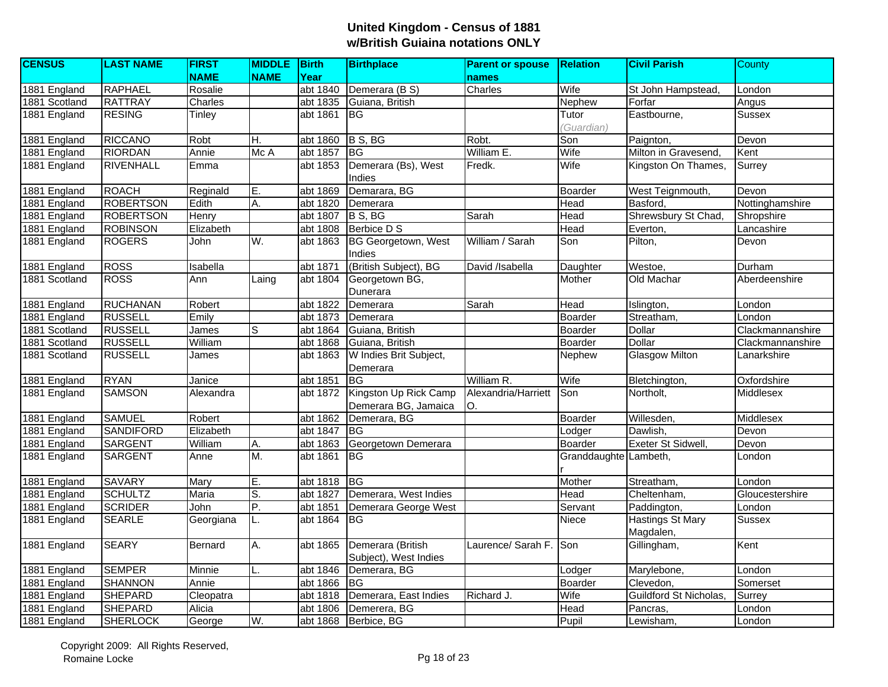# United Kingdom - Census of 1881
## w/British Guiaina notations ONLY

| CENSUS | LAST NAME | FIRST NAME | MIDDLE NAME | Birth Year | Birthplace | Parent or spouse names | Relation | Civil Parish | County |
|---|---|---|---|---|---|---|---|---|---|
| 1881 England | RAPHAEL | Rosalie | | abt 1840 | Demerara (B S) | Charles | Wife | St John Hampstead, | London |
| 1881 Scotland | RATTRAY | Charles | | abt 1835 | Guiana, British | | Nephew | Forfar | Angus |
| 1881 England | RESING | Tinley | | abt 1861 | BG | | Tutor *(Guardian)* | Eastbourne, | Sussex |
| 1881 England | RICCANO | Robt | H. | abt 1860 | B S, BG | Robt. | Son | Paignton, | Devon |
| 1881 England | RIORDAN | Annie | Mc A | abt 1857 | BG | William E. | Wife | Milton in Gravesend, | Kent |
| 1881 England | RIVENHALL | Emma | | abt 1853 | Demerara (Bs), West Indies | Fredk. | Wife | Kingston On Thames, | Surrey |
| 1881 England | ROACH | Reginald | E. | abt 1869 | Demarara, BG | | Boarder | West Teignmouth, | Devon |
| 1881 England | ROBERTSON | Edith | A. | abt 1820 | Demerara | | Head | Basford, | Nottinghamshire |
| 1881 England | ROBERTSON | Henry | | abt 1807 | B S, BG | Sarah | Head | Shrewsbury St Chad, | Shropshire |
| 1881 England | ROBINSON | Elizabeth | | abt 1808 | Berbice D S | | Head | Everton, | Lancashire |
| 1881 England | ROGERS | John | W. | abt 1863 | BG Georgetown, West Indies | William / Sarah | Son | Pilton, | Devon |
| 1881 England | ROSS | Isabella | | abt 1871 | (British Subject), BG | David /Isabella | Daughter | Westoe, | Durham |
| 1881 Scotland | ROSS | Ann | Laing | abt 1804 | Georgetown BG, Dunerara | | Mother | Old Machar | Aberdeenshire |
| 1881 England | RUCHANAN | Robert | | abt 1822 | Demerara | Sarah | Head | Islington, | London |
| 1881 England | RUSSELL | Emily | | abt 1873 | Demerara | | Boarder | Streatham, | London |
| 1881 Scotland | RUSSELL | James | S | abt 1864 | Guiana, British | | Boarder | Dollar | Clackmannanshire |
| 1881 Scotland | RUSSELL | William | | abt 1868 | Guiana, British | | Boarder | Dollar | Clackmannanshire |
| 1881 Scotland | RUSSELL | James | | abt 1863 | W Indies Brit Subject, Demerara | | Nephew | Glasgow Milton | Lanarkshire |
| 1881 England | RYAN | Janice | | abt 1851 | BG | William R. | Wife | Bletchington, | Oxfordshire |
| 1881 England | SAMSON | Alexandra | | abt 1872 | Kingston Up Rick Camp Demerara BG, Jamaica | Alexandria/Harriett O. | Son | Northolt, | Middlesex |
| 1881 England | SAMUEL | Robert | | abt 1862 | Demerara, BG | | Boarder | Willesden, | Middlesex |
| 1881 England | SANDIFORD | Elizabeth | | abt 1847 | BG | | Lodger | Dawlish, | Devon |
| 1881 England | SARGENT | William | A. | abt 1863 | Georgetown Demerara | | Boarder | Exeter St Sidwell, | Devon |
| 1881 England | SARGENT | Anne | M. | abt 1861 | BG | | Granddaughter | Lambeth, | London |
| 1881 England | SAVARY | Mary | E. | abt 1818 | BG | | Mother | Streatham, | London |
| 1881 England | SCHULTZ | Maria | S. | abt 1827 | Demerara, West Indies | | Head | Cheltenham, | Gloucestershire |
| 1881 England | SCRIDER | John | P. | abt 1851 | Demerara George West | | Servant | Paddington, | London |
| 1881 England | SEARLE | Georgiana | L. | abt 1864 | BG | | Niece | Hastings St Mary Magdalen, | Sussex |
| 1881 England | SEARY | Bernard | A. | abt 1865 | Demerara (British Subject), West Indies | Laurence/ Sarah F. | Son | Gillingham, | Kent |
| 1881 England | SEMPER | Minnie | L. | abt 1846 | Demerara, BG | | Lodger | Marylebone, | London |
| 1881 England | SHANNON | Annie | | abt 1866 | BG | | Boarder | Clevedon, | Somerset |
| 1881 England | SHEPARD | Cleopatra | | abt 1818 | Demerara, East Indies | Richard J. | Wife | Guildford St Nicholas, | Surrey |
| 1881 England | SHEPARD | Alicia | | abt 1806 | Demerera, BG | | Head | Pancras, | London |
| 1881 England | SHERLOCK | George | W. | abt 1868 | Berbice, BG | | Pupil | Lewisham, | London |

Copyright 2009: All Rights Reserved,
Romaine Locke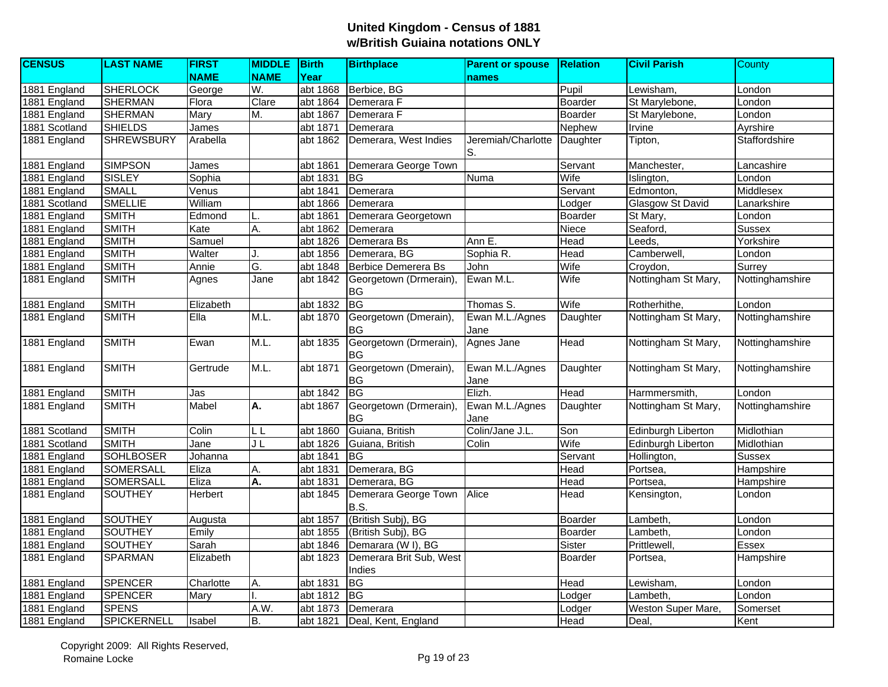## United Kingdom - Census of 1881
## w/British Guiaina notations ONLY

| CENSUS | LAST NAME | FIRST NAME | MIDDLE NAME | Birth Year | Birthplace | Parent or spouse names | Relation | Civil Parish | County |
|---|---|---|---|---|---|---|---|---|---|
| 1881 England | SHERLOCK | George | W. | abt 1868 | Berbice, BG | | Pupil | Lewisham, | London |
| 1881 England | SHERMAN | Flora | Clare | abt 1864 | Demerara F | | Boarder | St Marylebone, | London |
| 1881 England | SHERMAN | Mary | M. | abt 1867 | Demerara F | | Boarder | St Marylebone, | London |
| 1881 Scotland | SHIELDS | James | | abt 1871 | Demerara | | Nephew | Irvine | Ayrshire |
| 1881 England | SHREWSBURY | Arabella | | abt 1862 | Demerara, West Indies | Jeremiah/Charlotte S. | Daughter | Tipton, | Staffordshire |
| 1881 England | SIMPSON | James | | abt 1861 | Demerara George Town | | Servant | Manchester, | Lancashire |
| 1881 England | SISLEY | Sophia | | abt 1831 | BG | Numa | Wife | Islington, | London |
| 1881 England | SMALL | Venus | | abt 1841 | Demerara | | Servant | Edmonton, | Middlesex |
| 1881 Scotland | SMELLIE | William | | abt 1866 | Demerara | | Lodger | Glasgow St David | Lanarkshire |
| 1881 England | SMITH | Edmond | L. | abt 1861 | Demerara Georgetown | | Boarder | St Mary, | London |
| 1881 England | SMITH | Kate | A. | abt 1862 | Demerara | | Niece | Seaford, | Sussex |
| 1881 England | SMITH | Samuel | | abt 1826 | Demerara Bs | Ann E. | Head | Leeds, | Yorkshire |
| 1881 England | SMITH | Walter | J. | abt 1856 | Demerara, BG | Sophia R. | Head | Camberwell, | London |
| 1881 England | SMITH | Annie | G. | abt 1848 | Berbice Demerera Bs | John | Wife | Croydon, | Surrey |
| 1881 England | SMITH | Agnes | Jane | abt 1842 | Georgetown (Drmerain), BG | Ewan M.L. | Wife | Nottingham St Mary, | Nottinghamshire |
| 1881 England | SMITH | Elizabeth | | abt 1832 | BG | Thomas S. | Wife | Rotherhithe, | London |
| 1881 England | SMITH | Ella | M.L. | abt 1870 | Georgetown (Dmerain), BG | Ewan M.L./Agnes Jane | Daughter | Nottingham St Mary, | Nottinghamshire |
| 1881 England | SMITH | Ewan | M.L. | abt 1835 | Georgetown (Drmerain), BG | Agnes Jane | Head | Nottingham St Mary, | Nottinghamshire |
| 1881 England | SMITH | Gertrude | M.L. | abt 1871 | Georgetown (Dmerain), BG | Ewan M.L./Agnes Jane | Daughter | Nottingham St Mary, | Nottinghamshire |
| 1881 England | SMITH | Jas | | abt 1842 | BG | Elizh. | Head | Harmmersmith, | London |
| 1881 England | SMITH | Mabel | **A.** | abt 1867 | Georgetown (Drmerain), BG | Ewan M.L./Agnes Jane | Daughter | Nottingham St Mary, | Nottinghamshire |
| 1881 Scotland | SMITH | Colin | L L | abt 1860 | Guiana, British | Colin/Jane J.L. | Son | Edinburgh Liberton | Midlothian |
| 1881 Scotland | SMITH | Jane | J L | abt 1826 | Guiana, British | Colin | Wife | Edinburgh Liberton | Midlothian |
| 1881 England | SOHLBOSER | Johanna | | abt 1841 | BG | | Servant | Hollington, | Sussex |
| 1881 England | SOMERSALL | Eliza | A. | abt 1831 | Demerara, BG | | Head | Portsea, | Hampshire |
| 1881 England | SOMERSALL | Eliza | **A.** | abt 1831 | Demerara, BG | | Head | Portsea, | Hampshire |
| 1881 England | SOUTHEY | Herbert | | abt 1845 | Demerara George Town B.S. | Alice | Head | Kensington, | London |
| 1881 England | SOUTHEY | Augusta | | abt 1857 | (British Subj), BG | | Boarder | Lambeth, | London |
| 1881 England | SOUTHEY | Emily | | abt 1855 | (British Subj), BG | | Boarder | Lambeth, | London |
| 1881 England | SOUTHEY | Sarah | | abt 1846 | Demarara (W I), BG | | Sister | Prittlewell, | Essex |
| 1881 England | SPARMAN | Elizabeth | | abt 1823 | Demerara Brit Sub, West Indies | | Boarder | Portsea, | Hampshire |
| 1881 England | SPENCER | Charlotte | A. | abt 1831 | BG | | Head | Lewisham, | London |
| 1881 England | SPENCER | Mary | I. | abt 1812 | BG | | Lodger | Lambeth, | London |
| 1881 England | SPENS | | A.W. | abt 1873 | Demerara | | Lodger | Weston Super Mare, | Somerset |
| 1881 England | SPICKERNELL | Isabel | B. | abt 1821 | Deal, Kent, England | | Head | Deal, | Kent |

Copyright 2009: All Rights Reserved,
Romaine Locke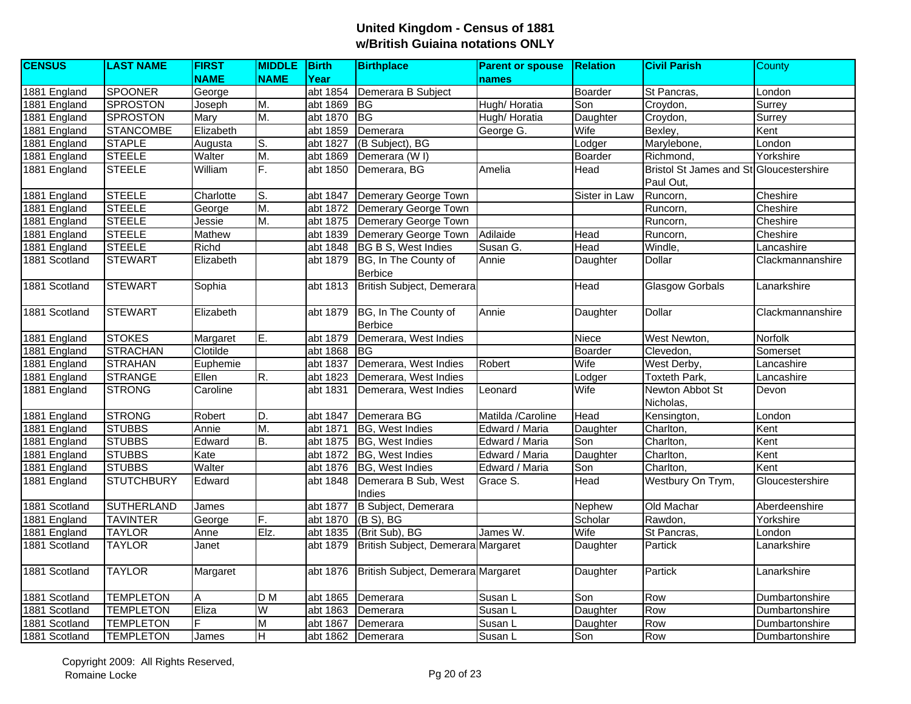# United Kingdom - Census of 1881
## w/British Guiaina notations ONLY

| CENSUS | LAST NAME | FIRST NAME | MIDDLE NAME | Birth Year | Birthplace | Parent or spouse names | Relation | Civil Parish | County |
|---|---|---|---|---|---|---|---|---|---|
| 1881 England | SPOONER | George | | abt 1854 | Demerara B Subject | | Boarder | St Pancras, | London |
| 1881 England | SPROSTON | Joseph | M. | abt 1869 | BG | Hugh/ Horatia | Son | Croydon, | Surrey |
| 1881 England | SPROSTON | Mary | M. | abt 1870 | BG | Hugh/ Horatia | Daughter | Croydon, | Surrey |
| 1881 England | STANCOMBE | Elizabeth | | abt 1859 | Demerara | George G. | Wife | Bexley, | Kent |
| 1881 England | STAPLE | Augusta | S. | abt 1827 | (B Subject), BG | | Lodger | Marylebone, | London |
| 1881 England | STEELE | Walter | M. | abt 1869 | Demerara (W I) | | Boarder | Richmond, | Yorkshire |
| 1881 England | STEELE | William | F. | abt 1850 | Demerara, BG | Amelia | Head | Bristol St James and St Paul Out, | Gloucestershire |
| 1881 England | STEELE | Charlotte | S. | abt 1847 | Demerary George Town | | Sister in Law | Runcorn, | Cheshire |
| 1881 England | STEELE | George | M. | abt 1872 | Demerary George Town | | | Runcorn, | Cheshire |
| 1881 England | STEELE | Jessie | M. | abt 1875 | Demerary George Town | | | Runcorn, | Cheshire |
| 1881 England | STEELE | Mathew | | abt 1839 | Demerary George Town | Adilaide | Head | Runcorn, | Cheshire |
| 1881 England | STEELE | Richd | | abt 1848 | BG B S, West Indies | Susan G. | Head | Windle, | Lancashire |
| 1881 Scotland | STEWART | Elizabeth | | abt 1879 | BG, In The County of Berbice | Annie | Daughter | Dollar | Clackmannanshire |
| 1881 Scotland | STEWART | Sophia | | abt 1813 | British Subject, Demerara | | Head | Glasgow Gorbals | Lanarkshire |
| 1881 Scotland | STEWART | Elizabeth | | abt 1879 | BG, In The County of Berbice | Annie | Daughter | Dollar | Clackmannanshire |
| 1881 England | STOKES | Margaret | E. | abt 1879 | Demerara, West Indies | | Niece | West Newton, | Norfolk |
| 1881 England | STRACHAN | Clotilde | | abt 1868 | BG | | Boarder | Clevedon, | Somerset |
| 1881 England | STRAHAN | Euphemie | | abt 1837 | Demerara, West Indies | Robert | Wife | West Derby, | Lancashire |
| 1881 England | STRANGE | Ellen | R. | abt 1823 | Demerara, West Indies | | Lodger | Toxteth Park, | Lancashire |
| 1881 England | STRONG | Caroline | | abt 1831 | Demerara, West Indies | Leonard | Wife | Newton Abbot St Nicholas, | Devon |
| 1881 England | STRONG | Robert | D. | abt 1847 | Demerara BG | Matilda /Caroline | Head | Kensington, | London |
| 1881 England | STUBBS | Annie | M. | abt 1871 | BG, West Indies | Edward / Maria | Daughter | Charlton, | Kent |
| 1881 England | STUBBS | Edward | B. | abt 1875 | BG, West Indies | Edward / Maria | Son | Charlton, | Kent |
| 1881 England | STUBBS | Kate | | abt 1872 | BG, West Indies | Edward / Maria | Daughter | Charlton, | Kent |
| 1881 England | STUBBS | Walter | | abt 1876 | BG, West Indies | Edward / Maria | Son | Charlton, | Kent |
| 1881 England | STUTCHBURY | Edward | | abt 1848 | Demerara B Sub, West Indies | Grace S. | Head | Westbury On Trym, | Gloucestershire |
| 1881 Scotland | SUTHERLAND | James | | abt 1877 | B Subject, Demerara | | Nephew | Old Machar | Aberdeenshire |
| 1881 England | TAVINTER | George | F. | abt 1870 | (B S), BG | | Scholar | Rawdon, | Yorkshire |
| 1881 England | TAYLOR | Anne | Elz. | abt 1835 | (Brit Sub), BG | James W. | Wife | St Pancras, | London |
| 1881 Scotland | TAYLOR | Janet | | abt 1879 | British Subject, Demerara | Margaret | Daughter | Partick | Lanarkshire |
| 1881 Scotland | TAYLOR | Margaret | | abt 1876 | British Subject, Demerara | Margaret | Daughter | Partick | Lanarkshire |
| 1881 Scotland | TEMPLETON | A | D M | abt 1865 | Demerara | Susan L | Son | Row | Dumbartonshire |
| 1881 Scotland | TEMPLETON | Eliza | W | abt 1863 | Demerara | Susan L | Daughter | Row | Dumbartonshire |
| 1881 Scotland | TEMPLETON | F | M | abt 1867 | Demerara | Susan L | Daughter | Row | Dumbartonshire |
| 1881 Scotland | TEMPLETON | James | H | abt 1862 | Demerara | Susan L | Son | Row | Dumbartonshire |

Copyright 2009: All Rights Reserved,
Romaine Locke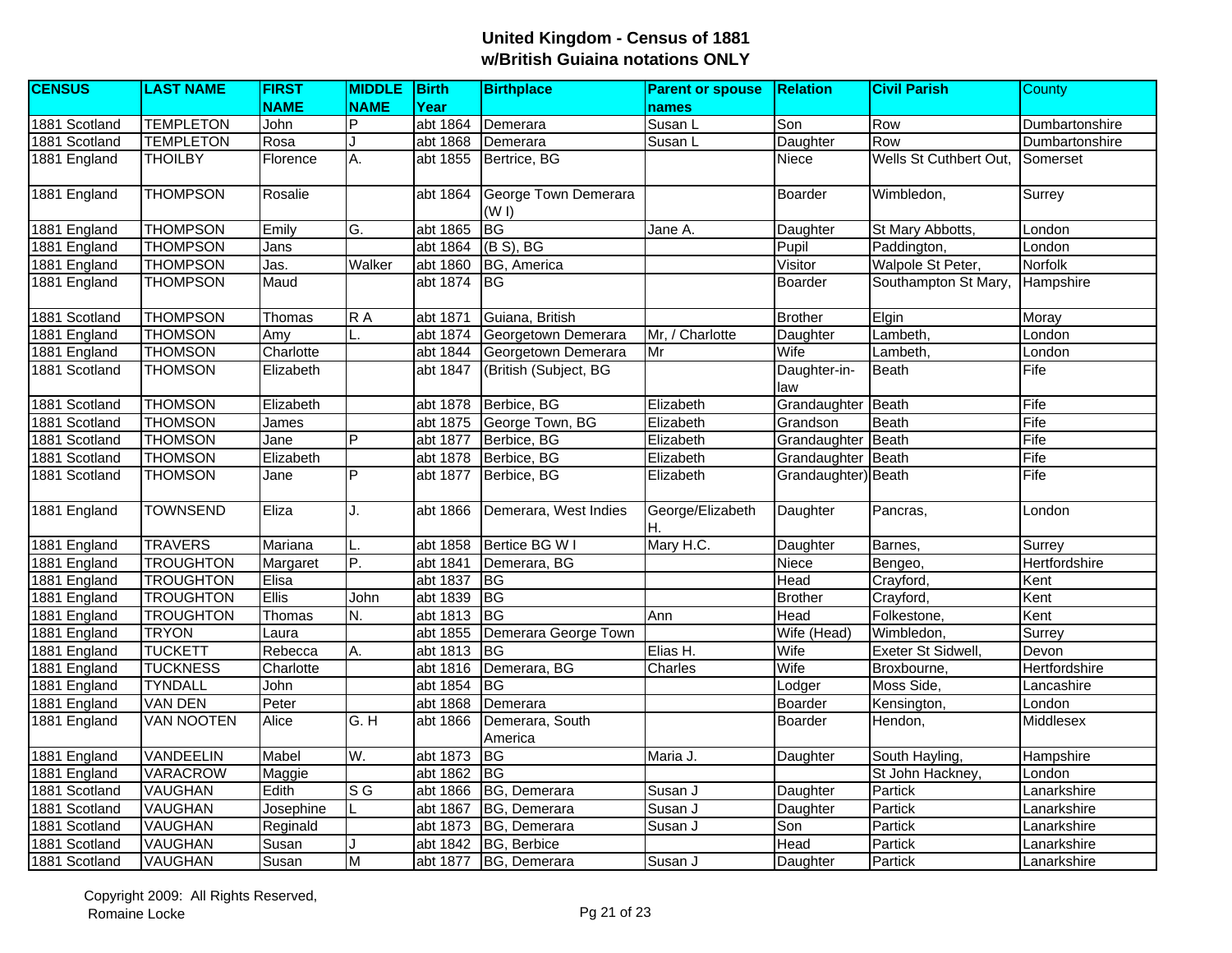# United Kingdom - Census of 1881
## w/British Guiaina notations ONLY

| CENSUS | LAST NAME | FIRST NAME | MIDDLE NAME | Birth Year | Birthplace | Parent or spouse names | Relation | Civil Parish | County |
|---|---|---|---|---|---|---|---|---|---|
| 1881 Scotland | TEMPLETON | John | P | abt 1864 | Demerara | Susan L | Son | Row | Dumbartonshire |
| 1881 Scotland | TEMPLETON | Rosa | J | abt 1868 | Demerara | Susan L | Daughter | Row | Dumbartonshire |
| 1881 England | THOILBY | Florence | A. | abt 1855 | Bertrice, BG | | Niece | Wells St Cuthbert Out, | Somerset |
| 1881 England | THOMPSON | Rosalie | | abt 1864 | George Town Demerara (W I) | | Boarder | Wimbledon, | Surrey |
| 1881 England | THOMPSON | Emily | G. | abt 1865 | BG | Jane A. | Daughter | St Mary Abbotts, | London |
| 1881 England | THOMPSON | Jans | | abt 1864 | (B S), BG | | Pupil | Paddington, | London |
| 1881 England | THOMPSON | Jas. | Walker | abt 1860 | BG, America | | Visitor | Walpole St Peter, | Norfolk |
| 1881 England | THOMPSON | Maud | | abt 1874 | BG | | Boarder | Southampton St Mary, | Hampshire |
| 1881 Scotland | THOMPSON | Thomas | R A | abt 1871 | Guiana, British | | Brother | Elgin | Moray |
| 1881 England | THOMSON | Amy | L. | abt 1874 | Georgetown Demerara | Mr, / Charlotte | Daughter | Lambeth, | London |
| 1881 England | THOMSON | Charlotte | | abt 1844 | Georgetown Demerara | Mr | Wife | Lambeth, | London |
| 1881 Scotland | THOMSON | Elizabeth | | abt 1847 | (British (Subject, BG | | Daughter-in-law | Beath | Fife |
| 1881 Scotland | THOMSON | Elizabeth | | abt 1878 | Berbice, BG | Elizabeth | Grandaughter | Beath | Fife |
| 1881 Scotland | THOMSON | James | | abt 1875 | George Town, BG | Elizabeth | Grandson | Beath | Fife |
| 1881 Scotland | THOMSON | Jane | P | abt 1877 | Berbice, BG | Elizabeth | Grandaughter | Beath | Fife |
| 1881 Scotland | THOMSON | Elizabeth | | abt 1878 | Berbice, BG | Elizabeth | Grandaughter | Beath | Fife |
| 1881 Scotland | THOMSON | Jane | P | abt 1877 | Berbice, BG | Elizabeth | Grandaughter) | Beath | Fife |
| 1881 England | TOWNSEND | Eliza | J. | abt 1866 | Demerara, West Indies | George/Elizabeth H. | Daughter | Pancras, | London |
| 1881 England | TRAVERS | Mariana | L. | abt 1858 | Bertice BG W I | Mary H.C. | Daughter | Barnes, | Surrey |
| 1881 England | TROUGHTON | Margaret | P. | abt 1841 | Demerara, BG | | Niece | Bengeo, | Hertfordshire |
| 1881 England | TROUGHTON | Elisa | | abt 1837 | BG | | Head | Crayford, | Kent |
| 1881 England | TROUGHTON | Ellis | John | abt 1839 | BG | | Brother | Crayford, | Kent |
| 1881 England | TROUGHTON | Thomas | N. | abt 1813 | BG | Ann | Head | Folkestone, | Kent |
| 1881 England | TRYON | Laura | | abt 1855 | Demerara George Town | | Wife (Head) | Wimbledon, | Surrey |
| 1881 England | TUCKETT | Rebecca | A. | abt 1813 | BG | Elias H. | Wife | Exeter St Sidwell, | Devon |
| 1881 England | TUCKNESS | Charlotte | | abt 1816 | Demerara, BG | Charles | Wife | Broxbourne, | Hertfordshire |
| 1881 England | TYNDALL | John | | abt 1854 | BG | | Lodger | Moss Side, | Lancashire |
| 1881 England | VAN DEN | Peter | | abt 1868 | Demerara | | Boarder | Kensington, | London |
| 1881 England | VAN NOOTEN | Alice | G. H | abt 1866 | Demerara, South America | | Boarder | Hendon, | Middlesex |
| 1881 England | VANDEELIN | Mabel | W. | abt 1873 | BG | Maria J. | Daughter | South Hayling, | Hampshire |
| 1881 England | VARACROW | Maggie | | abt 1862 | BG | | | St John Hackney, | London |
| 1881 Scotland | VAUGHAN | Edith | S G | abt 1866 | BG, Demerara | Susan J | Daughter | Partick | Lanarkshire |
| 1881 Scotland | VAUGHAN | Josephine | L | abt 1867 | BG, Demerara | Susan J | Daughter | Partick | Lanarkshire |
| 1881 Scotland | VAUGHAN | Reginald | | abt 1873 | BG, Demerara | Susan J | Son | Partick | Lanarkshire |
| 1881 Scotland | VAUGHAN | Susan | J | abt 1842 | BG, Berbice | | Head | Partick | Lanarkshire |
| 1881 Scotland | VAUGHAN | Susan | M | abt 1877 | BG, Demerara | Susan J | Daughter | Partick | Lanarkshire |

Copyright 2009: All Rights Reserved, Romaine Locke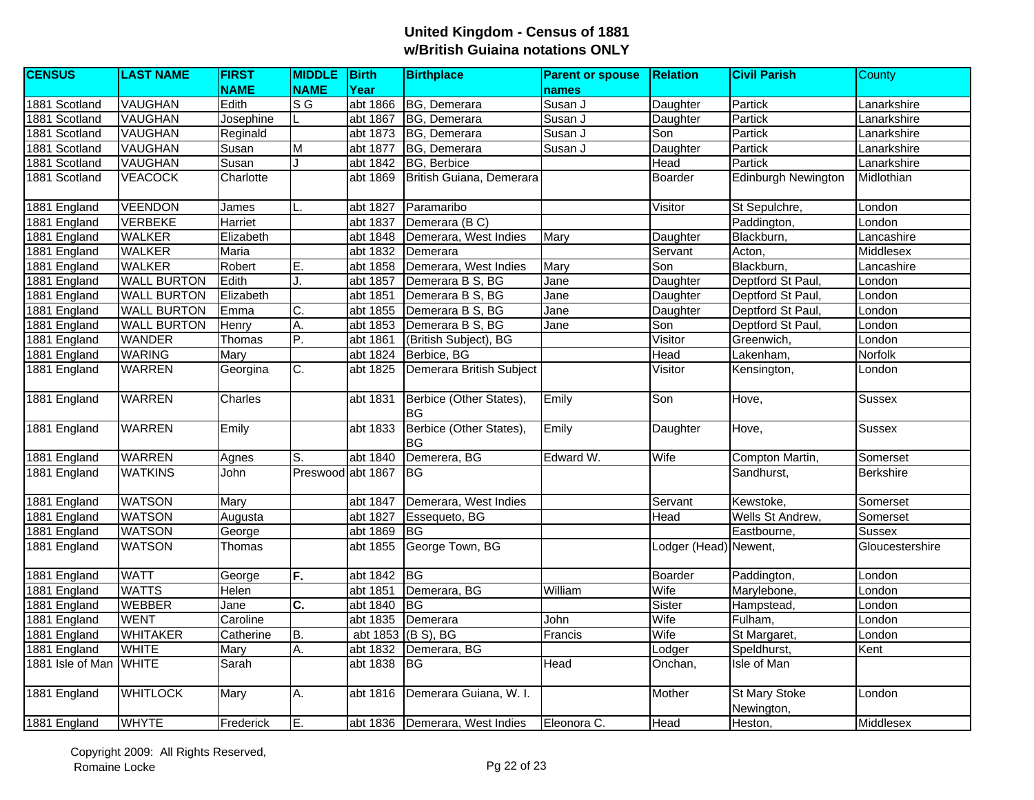# United Kingdom - Census of 1881
## w/British Guiaina notations ONLY

| CENSUS | LAST NAME | FIRST NAME | MIDDLE NAME | Birth Year | Birthplace | Parent or spouse names | Relation | Civil Parish | County |
|---|---|---|---|---|---|---|---|---|---|
| 1881 Scotland | VAUGHAN | Edith | S G | abt 1866 | BG, Demerara | Susan J | Daughter | Partick | Lanarkshire |
| 1881 Scotland | VAUGHAN | Josephine | L | abt 1867 | BG, Demerara | Susan J | Daughter | Partick | Lanarkshire |
| 1881 Scotland | VAUGHAN | Reginald | | abt 1873 | BG, Demerara | Susan J | Son | Partick | Lanarkshire |
| 1881 Scotland | VAUGHAN | Susan | M | abt 1877 | BG, Demerara | Susan J | Daughter | Partick | Lanarkshire |
| 1881 Scotland | VAUGHAN | Susan | J | abt 1842 | BG, Berbice | | Head | Partick | Lanarkshire |
| 1881 Scotland | VEACOCK | Charlotte | | abt 1869 | British Guiana, Demerara | | Boarder | Edinburgh Newington | Midlothian |
| 1881 England | VEENDON | James | L. | abt 1827 | Paramaribo | | Visitor | St Sepulchre, | London |
| 1881 England | VERBEKE | Harriet | | abt 1837 | Demerara (B C) | | | Paddington, | London |
| 1881 England | WALKER | Elizabeth | | abt 1848 | Demerara, West Indies | Mary | Daughter | Blackburn, | Lancashire |
| 1881 England | WALKER | Maria | | abt 1832 | Demerara | | Servant | Acton, | Middlesex |
| 1881 England | WALKER | Robert | E. | abt 1858 | Demerara, West Indies | Mary | Son | Blackburn, | Lancashire |
| 1881 England | WALL BURTON | Edith | J. | abt 1857 | Demerara B S, BG | Jane | Daughter | Deptford St Paul, | London |
| 1881 England | WALL BURTON | Elizabeth | | abt 1851 | Demerara B S, BG | Jane | Daughter | Deptford St Paul, | London |
| 1881 England | WALL BURTON | Emma | C. | abt 1855 | Demerara B S, BG | Jane | Daughter | Deptford St Paul, | London |
| 1881 England | WALL BURTON | Henry | A. | abt 1853 | Demerara B S, BG | Jane | Son | Deptford St Paul, | London |
| 1881 England | WANDER | Thomas | P. | abt 1861 | (British Subject), BG | | Visitor | Greenwich, | London |
| 1881 England | WARING | Mary | | abt 1824 | Berbice, BG | | Head | Lakenham, | Norfolk |
| 1881 England | WARREN | Georgina | C. | abt 1825 | Demerara British Subject | | Visitor | Kensington, | London |
| 1881 England | WARREN | Charles | | abt 1831 | Berbice (Other States), BG | Emily | Son | Hove, | Sussex |
| 1881 England | WARREN | Emily | | abt 1833 | Berbice (Other States), BG | Emily | Daughter | Hove, | Sussex |
| 1881 England | WARREN | Agnes | S. | abt 1840 | Demerera, BG | Edward W. | Wife | Compton Martin, | Somerset |
| 1881 England | WATKINS | John | Preswood | abt 1867 | BG | | | Sandhurst, | Berkshire |
| 1881 England | WATSON | Mary | | abt 1847 | Demerara, West Indies | | Servant | Kewstoke, | Somerset |
| 1881 England | WATSON | Augusta | | abt 1827 | Essequeto, BG | | Head | Wells St Andrew, | Somerset |
| 1881 England | WATSON | George | | abt 1869 | BG | | | Eastbourne, | Sussex |
| 1881 England | WATSON | Thomas | | abt 1855 | George Town, BG | | Lodger (Head) | Newent, | Gloucestershire |
| 1881 England | WATT | George | **F.** | abt 1842 | BG | | Boarder | Paddington, | London |
| 1881 England | WATTS | Helen | | abt 1851 | Demerara, BG | William | Wife | Marylebone, | London |
| 1881 England | WEBBER | Jane | **C.** | abt 1840 | BG | | Sister | Hampstead, | London |
| 1881 England | WENT | Caroline | | abt 1835 | Demerara | John | Wife | Fulham, | London |
| 1881 England | WHITAKER | Catherine | B. | abt 1853 | (B S), BG | Francis | Wife | St Margaret, | London |
| 1881 England | WHITE | Mary | A. | abt 1832 | Demerara, BG | | Lodger | Speldhurst, | Kent |
| 1881 Isle of Man | WHITE | Sarah | | abt 1838 | BG | Head | Onchan, | Isle of Man | |
| 1881 England | WHITLOCK | Mary | A. | abt 1816 | Demerara Guiana, W. I. | | Mother | St Mary Stoke Newington, | London |
| 1881 England | WHYTE | Frederick | E. | abt 1836 | Demerara, West Indies | Eleonora C. | Head | Heston, | Middlesex |

Copyright 2009: All Rights Reserved, Romaine Locke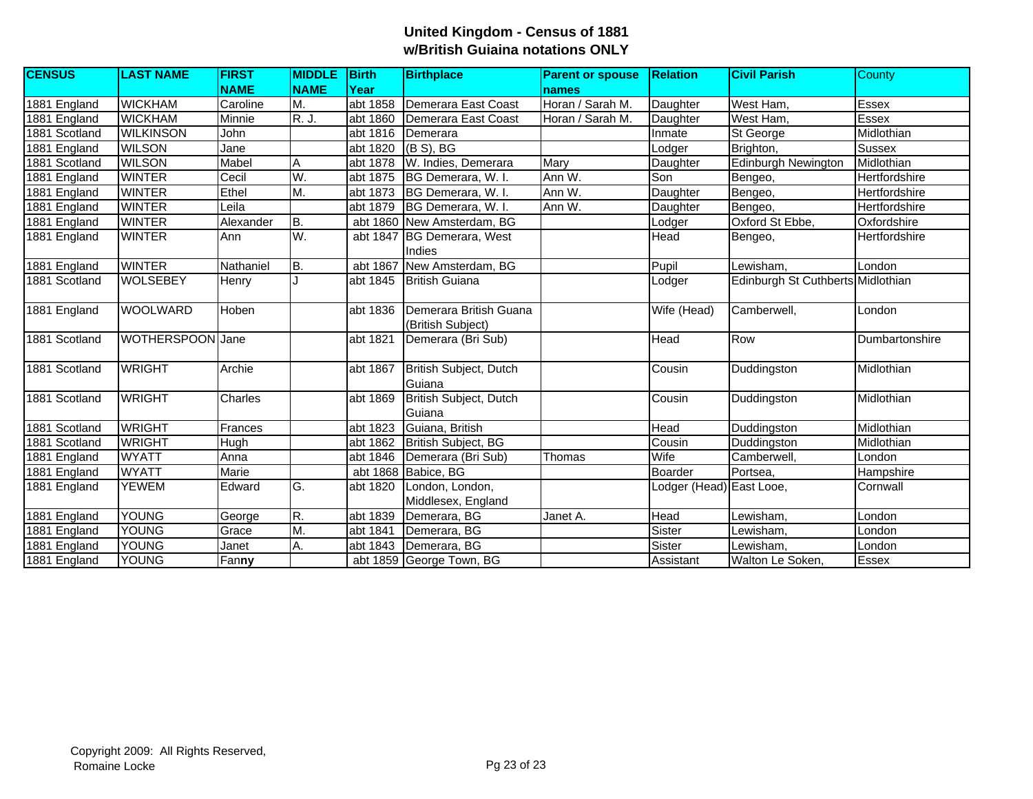# United Kingdom - Census of 1881
## w/British Guiaina notations ONLY

| CENSUS | LAST NAME | FIRST NAME | MIDDLE NAME | Birth Year | Birthplace | Parent or spouse names | Relation | Civil Parish | County |
|---|---|---|---|---|---|---|---|---|---|
| 1881 England | WICKHAM | Caroline | M. | abt 1858 | Demerara East Coast | Horan / Sarah M. | Daughter | West Ham, | Essex |
| 1881 England | WICKHAM | Minnie | R. J. | abt 1860 | Demerara East Coast | Horan / Sarah M. | Daughter | West Ham, | Essex |
| 1881 Scotland | WILKINSON | John | | abt 1816 | Demerara | | Inmate | St George | Midlothian |
| 1881 England | WILSON | Jane | | abt 1820 | (B S), BG | | Lodger | Brighton, | Sussex |
| 1881 Scotland | WILSON | Mabel | A | abt 1878 | W. Indies, Demerara | Mary | Daughter | Edinburgh Newington | Midlothian |
| 1881 England | WINTER | Cecil | W. | abt 1875 | BG Demerara, W. I. | Ann W. | Son | Bengeo, | Hertfordshire |
| 1881 England | WINTER | Ethel | M. | abt 1873 | BG Demerara, W. I. | Ann W. | Daughter | Bengeo, | Hertfordshire |
| 1881 England | WINTER | Leila | | abt 1879 | BG Demerara, W. I. | Ann W. | Daughter | Bengeo, | Hertfordshire |
| 1881 England | WINTER | Alexander | B. | abt 1860 | New Amsterdam, BG | | Lodger | Oxford St Ebbe, | Oxfordshire |
| 1881 England | WINTER | Ann | W. | abt 1847 | BG Demerara, West Indies | | Head | Bengeo, | Hertfordshire |
| 1881 England | WINTER | Nathaniel | B. | abt 1867 | New Amsterdam, BG | | Pupil | Lewisham, | London |
| 1881 Scotland | WOLSEBEY | Henry | J | abt 1845 | British Guiana | | Lodger | Edinburgh St Cuthberts | Midlothian |
| 1881 England | WOOLWARD | Hoben | | abt 1836 | Demerara British Guana (British Subject) | | Wife (Head) | Camberwell, | London |
| 1881 Scotland | WOTHERSPOON | Jane | | abt 1821 | Demerara (Bri Sub) | | Head | Row | Dumbartonshire |
| 1881 Scotland | WRIGHT | Archie | | abt 1867 | British Subject, Dutch Guiana | | Cousin | Duddingston | Midlothian |
| 1881 Scotland | WRIGHT | Charles | | abt 1869 | British Subject, Dutch Guiana | | Cousin | Duddingston | Midlothian |
| 1881 Scotland | WRIGHT | Frances | | abt 1823 | Guiana, British | | Head | Duddingston | Midlothian |
| 1881 Scotland | WRIGHT | Hugh | | abt 1862 | British Subject, BG | | Cousin | Duddingston | Midlothian |
| 1881 England | WYATT | Anna | | abt 1846 | Demerara (Bri Sub) | Thomas | Wife | Camberwell, | London |
| 1881 England | WYATT | Marie | | abt 1868 | Babice, BG | | Boarder | Portsea, | Hampshire |
| 1881 England | YEWEM | Edward | G. | abt 1820 | London, London, Middlesex, England | | Lodger (Head) | East Looe, | Cornwall |
| 1881 England | YOUNG | George | R. | abt 1839 | Demerara, BG | Janet A. | Head | Lewisham, | London |
| 1881 England | YOUNG | Grace | M. | abt 1841 | Demerara, BG | | Sister | Lewisham, | London |
| 1881 England | YOUNG | Janet | A. | abt 1843 | Demerara, BG | | Sister | Lewisham, | London |
| 1881 England | YOUNG | Fanny | | abt 1859 | George Town, BG | | Assistant | Walton Le Soken, | Essex |

Copyright 2009: All Rights Reserved, Romaine Locke